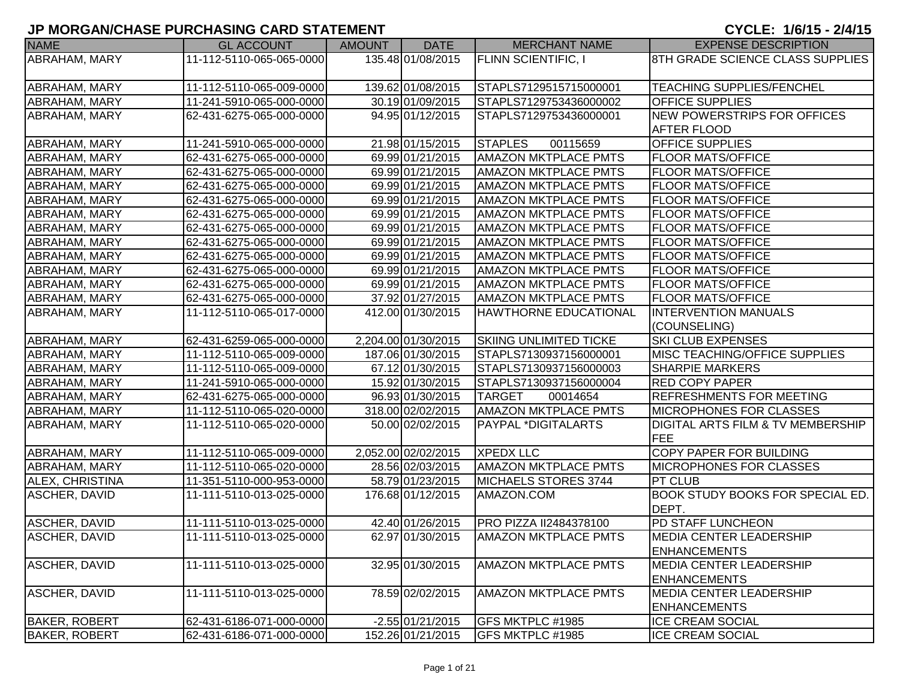# JP MORGAN/CHASE PURCHASING CARD STATEMENT

**CYCLE: 1/6/15 - 2/4/15**

| NAME | GL ACCOUNT | AMOUNT | DATE | MERCHANT NAME | EXPENSE DESCRIPTION |
|---|---|---|---|---|---|
| ABRAHAM, MARY | 11-112-5110-065-065-0000 | 135.48 | 01/08/2015 | FLINN SCIENTIFIC, I | 8TH GRADE SCIENCE CLASS SUPPLIES |
| ABRAHAM, MARY | 11-112-5110-065-009-0000 | 139.62 | 01/08/2015 | STAPLS7129515715000001 | TEACHING SUPPLIES/FENCHEL |
| ABRAHAM, MARY | 11-241-5910-065-000-0000 | 30.19 | 01/09/2015 | STAPLS7129753436000002 | OFFICE SUPPLIES |
| ABRAHAM, MARY | 62-431-6275-065-000-0000 | 94.95 | 01/12/2015 | STAPLS7129753436000001 | NEW POWERSTRIPS FOR OFFICES AFTER FLOOD |
| ABRAHAM, MARY | 11-241-5910-065-000-0000 | 21.98 | 01/15/2015 | STAPLES 00115659 | OFFICE SUPPLIES |
| ABRAHAM, MARY | 62-431-6275-065-000-0000 | 69.99 | 01/21/2015 | AMAZON MKTPLACE PMTS | FLOOR MATS/OFFICE |
| ABRAHAM, MARY | 62-431-6275-065-000-0000 | 69.99 | 01/21/2015 | AMAZON MKTPLACE PMTS | FLOOR MATS/OFFICE |
| ABRAHAM, MARY | 62-431-6275-065-000-0000 | 69.99 | 01/21/2015 | AMAZON MKTPLACE PMTS | FLOOR MATS/OFFICE |
| ABRAHAM, MARY | 62-431-6275-065-000-0000 | 69.99 | 01/21/2015 | AMAZON MKTPLACE PMTS | FLOOR MATS/OFFICE |
| ABRAHAM, MARY | 62-431-6275-065-000-0000 | 69.99 | 01/21/2015 | AMAZON MKTPLACE PMTS | FLOOR MATS/OFFICE |
| ABRAHAM, MARY | 62-431-6275-065-000-0000 | 69.99 | 01/21/2015 | AMAZON MKTPLACE PMTS | FLOOR MATS/OFFICE |
| ABRAHAM, MARY | 62-431-6275-065-000-0000 | 69.99 | 01/21/2015 | AMAZON MKTPLACE PMTS | FLOOR MATS/OFFICE |
| ABRAHAM, MARY | 62-431-6275-065-000-0000 | 69.99 | 01/21/2015 | AMAZON MKTPLACE PMTS | FLOOR MATS/OFFICE |
| ABRAHAM, MARY | 62-431-6275-065-000-0000 | 69.99 | 01/21/2015 | AMAZON MKTPLACE PMTS | FLOOR MATS/OFFICE |
| ABRAHAM, MARY | 62-431-6275-065-000-0000 | 69.99 | 01/21/2015 | AMAZON MKTPLACE PMTS | FLOOR MATS/OFFICE |
| ABRAHAM, MARY | 62-431-6275-065-000-0000 | 37.92 | 01/27/2015 | AMAZON MKTPLACE PMTS | FLOOR MATS/OFFICE |
| ABRAHAM, MARY | 11-112-5110-065-017-0000 | 412.00 | 01/30/2015 | HAWTHORNE EDUCATIONAL | INTERVENTION MANUALS (COUNSELING) |
| ABRAHAM, MARY | 62-431-6259-065-000-0000 | 2,204.00 | 01/30/2015 | SKIING UNLIMITED TICKE | SKI CLUB EXPENSES |
| ABRAHAM, MARY | 11-112-5110-065-009-0000 | 187.06 | 01/30/2015 | STAPLS7130937156000001 | MISC TEACHING/OFFICE SUPPLIES |
| ABRAHAM, MARY | 11-112-5110-065-009-0000 | 67.12 | 01/30/2015 | STAPLS7130937156000003 | SHARPIE MARKERS |
| ABRAHAM, MARY | 11-241-5910-065-000-0000 | 15.92 | 01/30/2015 | STAPLS7130937156000004 | RED COPY PAPER |
| ABRAHAM, MARY | 62-431-6275-065-000-0000 | 96.93 | 01/30/2015 | TARGET 00014654 | REFRESHMENTS FOR MEETING |
| ABRAHAM, MARY | 11-112-5110-065-020-0000 | 318.00 | 02/02/2015 | AMAZON MKTPLACE PMTS | MICROPHONES FOR CLASSES |
| ABRAHAM, MARY | 11-112-5110-065-020-0000 | 50.00 | 02/02/2015 | PAYPAL *DIGITALARTS | DIGITAL ARTS FILM & TV MEMBERSHIP FEE |
| ABRAHAM, MARY | 11-112-5110-065-009-0000 | 2,052.00 | 02/02/2015 | XPEDX LLC | COPY PAPER FOR BUILDING |
| ABRAHAM, MARY | 11-112-5110-065-020-0000 | 28.56 | 02/03/2015 | AMAZON MKTPLACE PMTS | MICROPHONES FOR CLASSES |
| ALEX, CHRISTINA | 11-351-5110-000-953-0000 | 58.79 | 01/23/2015 | MICHAELS STORES 3744 | PT CLUB |
| ASCHER, DAVID | 11-111-5110-013-025-0000 | 176.68 | 01/12/2015 | AMAZON.COM | BOOK STUDY BOOKS FOR SPECIAL ED. DEPT. |
| ASCHER, DAVID | 11-111-5110-013-025-0000 | 42.40 | 01/26/2015 | PRO PIZZA II2484378100 | PD STAFF LUNCHEON |
| ASCHER, DAVID | 11-111-5110-013-025-0000 | 62.97 | 01/30/2015 | AMAZON MKTPLACE PMTS | MEDIA CENTER LEADERSHIP ENHANCEMENTS |
| ASCHER, DAVID | 11-111-5110-013-025-0000 | 32.95 | 01/30/2015 | AMAZON MKTPLACE PMTS | MEDIA CENTER LEADERSHIP ENHANCEMENTS |
| ASCHER, DAVID | 11-111-5110-013-025-0000 | 78.59 | 02/02/2015 | AMAZON MKTPLACE PMTS | MEDIA CENTER LEADERSHIP ENHANCEMENTS |
| BAKER, ROBERT | 62-431-6186-071-000-0000 | -2.55 | 01/21/2015 | GFS MKTPLC #1985 | ICE CREAM SOCIAL |
| BAKER, ROBERT | 62-431-6186-071-000-0000 | 152.26 | 01/21/2015 | GFS MKTPLC #1985 | ICE CREAM SOCIAL |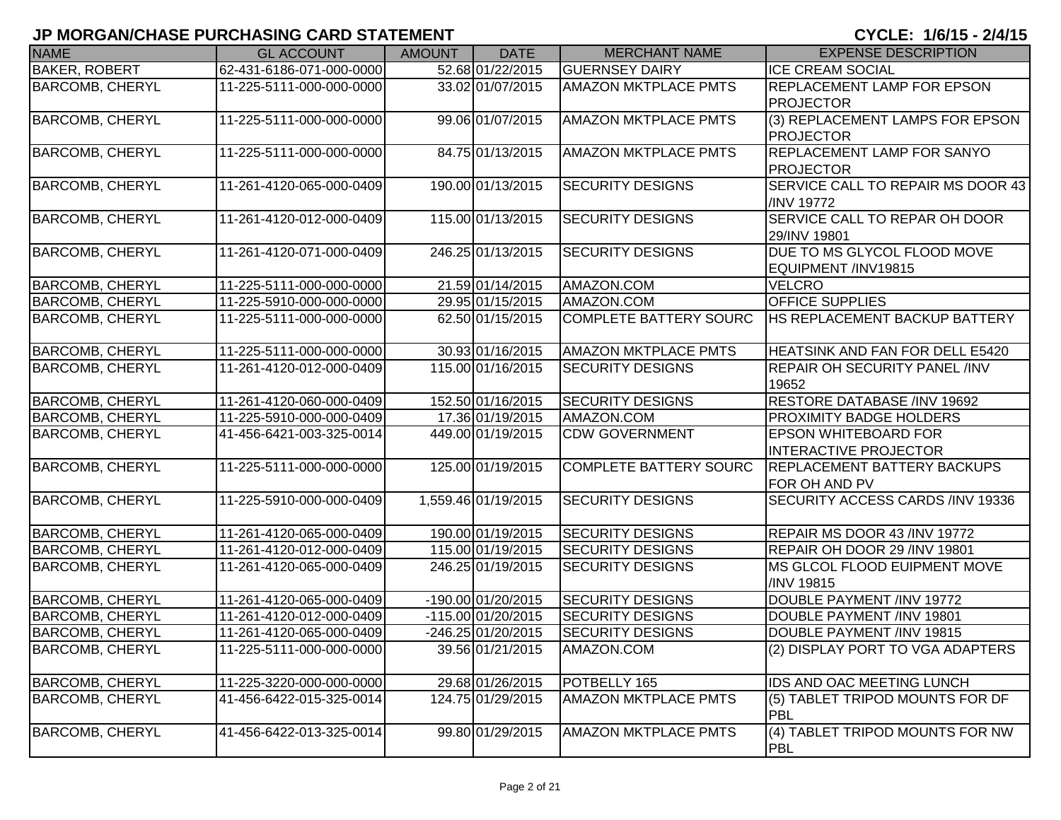# JP MORGAN/CHASE PURCHASING CARD STATEMENT

**CYCLE: 1/6/15 - 2/4/15**

| NAME | GL ACCOUNT | AMOUNT | DATE | MERCHANT NAME | EXPENSE DESCRIPTION |
|---|---|---|---|---|---|
| BAKER, ROBERT | 62-431-6186-071-000-0000 | 52.68 | 01/22/2015 | GUERNSEY DAIRY | ICE CREAM SOCIAL |
| BARCOMB, CHERYL | 11-225-5111-000-000-0000 | 33.02 | 01/07/2015 | AMAZON MKTPLACE PMTS | REPLACEMENT LAMP FOR EPSON PROJECTOR |
| BARCOMB, CHERYL | 11-225-5111-000-000-0000 | 99.06 | 01/07/2015 | AMAZON MKTPLACE PMTS | (3) REPLACEMENT LAMPS FOR EPSON PROJECTOR |
| BARCOMB, CHERYL | 11-225-5111-000-000-0000 | 84.75 | 01/13/2015 | AMAZON MKTPLACE PMTS | REPLACEMENT LAMP FOR SANYO PROJECTOR |
| BARCOMB, CHERYL | 11-261-4120-065-000-0409 | 190.00 | 01/13/2015 | SECURITY DESIGNS | SERVICE CALL TO REPAIR MS DOOR 43 /INV 19772 |
| BARCOMB, CHERYL | 11-261-4120-012-000-0409 | 115.00 | 01/13/2015 | SECURITY DESIGNS | SERVICE CALL TO REPAR OH DOOR 29/INV 19801 |
| BARCOMB, CHERYL | 11-261-4120-071-000-0409 | 246.25 | 01/13/2015 | SECURITY DESIGNS | DUE TO MS GLYCOL FLOOD MOVE EQUIPMENT /INV19815 |
| BARCOMB, CHERYL | 11-225-5111-000-000-0000 | 21.59 | 01/14/2015 | AMAZON.COM | VELCRO |
| BARCOMB, CHERYL | 11-225-5910-000-000-0000 | 29.95 | 01/15/2015 | AMAZON.COM | OFFICE SUPPLIES |
| BARCOMB, CHERYL | 11-225-5111-000-000-0000 | 62.50 | 01/15/2015 | COMPLETE BATTERY SOURC | HS REPLACEMENT BACKUP BATTERY |
| BARCOMB, CHERYL | 11-225-5111-000-000-0000 | 30.93 | 01/16/2015 | AMAZON MKTPLACE PMTS | HEATSINK AND FAN FOR DELL E5420 |
| BARCOMB, CHERYL | 11-261-4120-012-000-0409 | 115.00 | 01/16/2015 | SECURITY DESIGNS | REPAIR OH SECURITY PANEL /INV 19652 |
| BARCOMB, CHERYL | 11-261-4120-060-000-0409 | 152.50 | 01/16/2015 | SECURITY DESIGNS | RESTORE DATABASE /INV 19692 |
| BARCOMB, CHERYL | 11-225-5910-000-000-0409 | 17.36 | 01/19/2015 | AMAZON.COM | PROXIMITY BADGE HOLDERS |
| BARCOMB, CHERYL | 41-456-6421-003-325-0014 | 449.00 | 01/19/2015 | CDW GOVERNMENT | EPSON WHITEBOARD FOR INTERACTIVE PROJECTOR |
| BARCOMB, CHERYL | 11-225-5111-000-000-0000 | 125.00 | 01/19/2015 | COMPLETE BATTERY SOURC | REPLACEMENT BATTERY BACKUPS FOR OH AND PV |
| BARCOMB, CHERYL | 11-225-5910-000-000-0409 | 1,559.46 | 01/19/2015 | SECURITY DESIGNS | SECURITY ACCESS CARDS /INV 19336 |
| BARCOMB, CHERYL | 11-261-4120-065-000-0409 | 190.00 | 01/19/2015 | SECURITY DESIGNS | REPAIR MS DOOR 43 /INV 19772 |
| BARCOMB, CHERYL | 11-261-4120-012-000-0409 | 115.00 | 01/19/2015 | SECURITY DESIGNS | REPAIR OH DOOR 29 /INV 19801 |
| BARCOMB, CHERYL | 11-261-4120-065-000-0409 | 246.25 | 01/19/2015 | SECURITY DESIGNS | MS GLCOL FLOOD EUIPMENT MOVE /INV 19815 |
| BARCOMB, CHERYL | 11-261-4120-065-000-0409 | -190.00 | 01/20/2015 | SECURITY DESIGNS | DOUBLE PAYMENT /INV 19772 |
| BARCOMB, CHERYL | 11-261-4120-012-000-0409 | -115.00 | 01/20/2015 | SECURITY DESIGNS | DOUBLE PAYMENT /INV 19801 |
| BARCOMB, CHERYL | 11-261-4120-065-000-0409 | -246.25 | 01/20/2015 | SECURITY DESIGNS | DOUBLE PAYMENT /INV 19815 |
| BARCOMB, CHERYL | 11-225-5111-000-000-0000 | 39.56 | 01/21/2015 | AMAZON.COM | (2) DISPLAY PORT TO VGA ADAPTERS |
| BARCOMB, CHERYL | 11-225-3220-000-000-0000 | 29.68 | 01/26/2015 | POTBELLY 165 | IDS AND OAC MEETING LUNCH |
| BARCOMB, CHERYL | 41-456-6422-015-325-0014 | 124.75 | 01/29/2015 | AMAZON MKTPLACE PMTS | (5) TABLET TRIPOD MOUNTS FOR DF PBL |
| BARCOMB, CHERYL | 41-456-6422-013-325-0014 | 99.80 | 01/29/2015 | AMAZON MKTPLACE PMTS | (4) TABLET TRIPOD MOUNTS FOR NW PBL |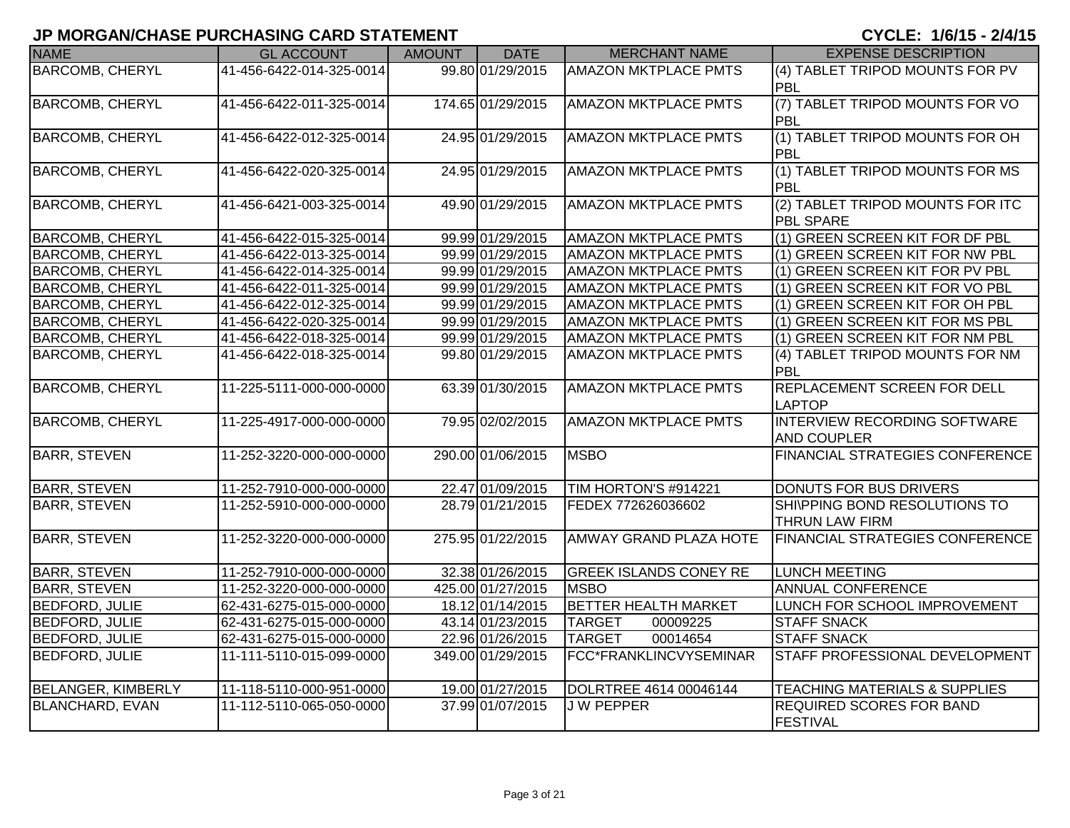## JP MORGAN/CHASE PURCHASING CARD STATEMENT

**CYCLE: 1/6/15 - 2/4/15**

| NAME | GL ACCOUNT | AMOUNT | DATE | MERCHANT NAME | EXPENSE DESCRIPTION |
|---|---|---|---|---|---|
| BARCOMB, CHERYL | 41-456-6422-014-325-0014 | 99.80 | 01/29/2015 | AMAZON MKTPLACE PMTS | (4) TABLET TRIPOD MOUNTS FOR PV PBL |
| BARCOMB, CHERYL | 41-456-6422-011-325-0014 | 174.65 | 01/29/2015 | AMAZON MKTPLACE PMTS | (7) TABLET TRIPOD MOUNTS FOR VO PBL |
| BARCOMB, CHERYL | 41-456-6422-012-325-0014 | 24.95 | 01/29/2015 | AMAZON MKTPLACE PMTS | (1) TABLET TRIPOD MOUNTS FOR OH PBL |
| BARCOMB, CHERYL | 41-456-6422-020-325-0014 | 24.95 | 01/29/2015 | AMAZON MKTPLACE PMTS | (1) TABLET TRIPOD MOUNTS FOR MS PBL |
| BARCOMB, CHERYL | 41-456-6421-003-325-0014 | 49.90 | 01/29/2015 | AMAZON MKTPLACE PMTS | (2) TABLET TRIPOD MOUNTS FOR ITC PBL SPARE |
| BARCOMB, CHERYL | 41-456-6422-015-325-0014 | 99.99 | 01/29/2015 | AMAZON MKTPLACE PMTS | (1) GREEN SCREEN KIT FOR DF PBL |
| BARCOMB, CHERYL | 41-456-6422-013-325-0014 | 99.99 | 01/29/2015 | AMAZON MKTPLACE PMTS | (1) GREEN SCREEN KIT FOR NW PBL |
| BARCOMB, CHERYL | 41-456-6422-014-325-0014 | 99.99 | 01/29/2015 | AMAZON MKTPLACE PMTS | (1) GREEN SCREEN KIT FOR PV PBL |
| BARCOMB, CHERYL | 41-456-6422-011-325-0014 | 99.99 | 01/29/2015 | AMAZON MKTPLACE PMTS | (1) GREEN SCREEN KIT FOR VO PBL |
| BARCOMB, CHERYL | 41-456-6422-012-325-0014 | 99.99 | 01/29/2015 | AMAZON MKTPLACE PMTS | (1) GREEN SCREEN KIT FOR OH PBL |
| BARCOMB, CHERYL | 41-456-6422-020-325-0014 | 99.99 | 01/29/2015 | AMAZON MKTPLACE PMTS | (1) GREEN SCREEN KIT FOR MS PBL |
| BARCOMB, CHERYL | 41-456-6422-018-325-0014 | 99.99 | 01/29/2015 | AMAZON MKTPLACE PMTS | (1) GREEN SCREEN KIT FOR NM PBL |
| BARCOMB, CHERYL | 41-456-6422-018-325-0014 | 99.80 | 01/29/2015 | AMAZON MKTPLACE PMTS | (4) TABLET TRIPOD MOUNTS FOR NM PBL |
| BARCOMB, CHERYL | 11-225-5111-000-000-0000 | 63.39 | 01/30/2015 | AMAZON MKTPLACE PMTS | REPLACEMENT SCREEN FOR DELL LAPTOP |
| BARCOMB, CHERYL | 11-225-4917-000-000-0000 | 79.95 | 02/02/2015 | AMAZON MKTPLACE PMTS | INTERVIEW RECORDING SOFTWARE AND COUPLER |
| BARR, STEVEN | 11-252-3220-000-000-0000 | 290.00 | 01/06/2015 | MSBO | FINANCIAL STRATEGIES CONFERENCE |
| BARR, STEVEN | 11-252-7910-000-000-0000 | 22.47 | 01/09/2015 | TIM HORTON'S #914221 | DONUTS FOR BUS DRIVERS |
| BARR, STEVEN | 11-252-5910-000-000-0000 | 28.79 | 01/21/2015 | FEDEX 772626036602 | SHI\PPING BOND RESOLUTIONS TO THRUN LAW FIRM |
| BARR, STEVEN | 11-252-3220-000-000-0000 | 275.95 | 01/22/2015 | AMWAY GRAND PLAZA HOTE | FINANCIAL STRATEGIES CONFERENCE |
| BARR, STEVEN | 11-252-7910-000-000-0000 | 32.38 | 01/26/2015 | GREEK ISLANDS CONEY RE | LUNCH MEETING |
| BARR, STEVEN | 11-252-3220-000-000-0000 | 425.00 | 01/27/2015 | MSBO | ANNUAL CONFERENCE |
| BEDFORD, JULIE | 62-431-6275-015-000-0000 | 18.12 | 01/14/2015 | BETTER HEALTH MARKET | LUNCH FOR SCHOOL IMPROVEMENT |
| BEDFORD, JULIE | 62-431-6275-015-000-0000 | 43.14 | 01/23/2015 | TARGET 00009225 | STAFF SNACK |
| BEDFORD, JULIE | 62-431-6275-015-000-0000 | 22.96 | 01/26/2015 | TARGET 00014654 | STAFF SNACK |
| BEDFORD, JULIE | 11-111-5110-015-099-0000 | 349.00 | 01/29/2015 | FCC*FRANKLINCVYSEMINAR | STAFF PROFESSIONAL DEVELOPMENT |
| BELANGER, KIMBERLY | 11-118-5110-000-951-0000 | 19.00 | 01/27/2015 | DOLRTREE 4614 00046144 | TEACHING MATERIALS & SUPPLIES |
| BLANCHARD, EVAN | 11-112-5110-065-050-0000 | 37.99 | 01/07/2015 | J W PEPPER | REQUIRED SCORES FOR BAND FESTIVAL |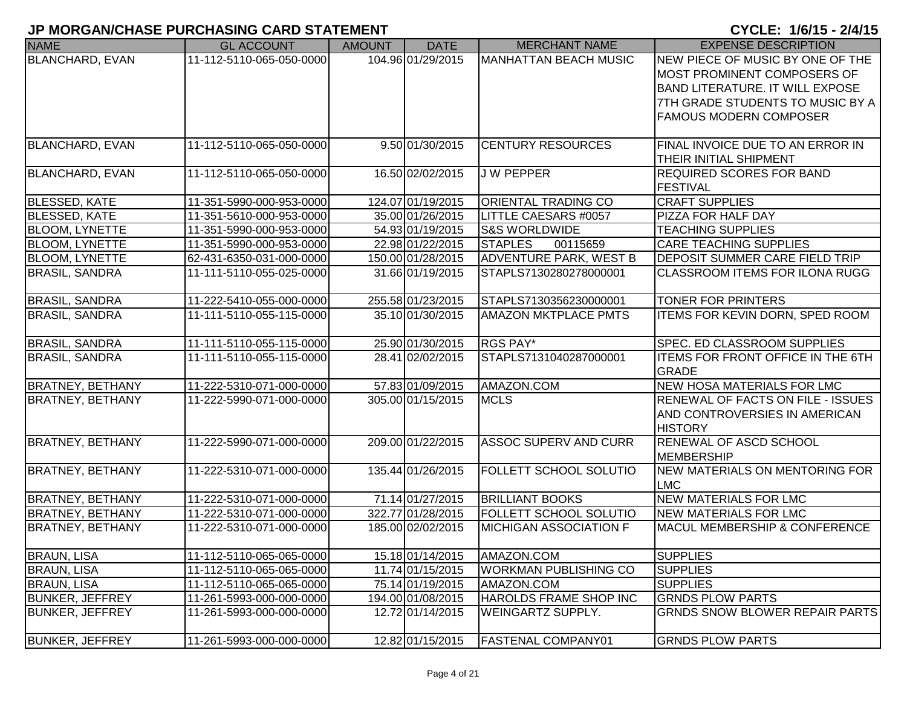## JP MORGAN/CHASE PURCHASING CARD STATEMENT

**CYCLE: 1/6/15 - 2/4/15**

| NAME | GL ACCOUNT | AMOUNT | DATE | MERCHANT NAME | EXPENSE DESCRIPTION |
|---|---|---|---|---|---|
| BLANCHARD, EVAN | 11-112-5110-065-050-0000 | 104.96 | 01/29/2015 | MANHATTAN BEACH MUSIC | NEW PIECE OF MUSIC BY ONE OF THE MOST PROMINENT COMPOSERS OF BAND LITERATURE. IT WILL EXPOSE 7TH GRADE STUDENTS TO MUSIC BY A FAMOUS MODERN COMPOSER |
| BLANCHARD, EVAN | 11-112-5110-065-050-0000 | 9.50 | 01/30/2015 | CENTURY RESOURCES | FINAL INVOICE DUE TO AN ERROR IN THEIR INITIAL SHIPMENT |
| BLANCHARD, EVAN | 11-112-5110-065-050-0000 | 16.50 | 02/02/2015 | J W PEPPER | REQUIRED SCORES FOR BAND FESTIVAL |
| BLESSED, KATE | 11-351-5990-000-953-0000 | 124.07 | 01/19/2015 | ORIENTAL TRADING CO | CRAFT SUPPLIES |
| BLESSED, KATE | 11-351-5610-000-953-0000 | 35.00 | 01/26/2015 | LITTLE CAESARS #0057 | PIZZA FOR HALF DAY |
| BLOOM, LYNETTE | 11-351-5990-000-953-0000 | 54.93 | 01/19/2015 | S&S WORLDWIDE | TEACHING SUPPLIES |
| BLOOM, LYNETTE | 11-351-5990-000-953-0000 | 22.98 | 01/22/2015 | STAPLES 00115659 | CARE TEACHING SUPPLIES |
| BLOOM, LYNETTE | 62-431-6350-031-000-0000 | 150.00 | 01/28/2015 | ADVENTURE PARK, WEST B | DEPOSIT SUMMER CARE FIELD TRIP |
| BRASIL, SANDRA | 11-111-5110-055-025-0000 | 31.66 | 01/19/2015 | STAPLS7130280278000001 | CLASSROOM ITEMS FOR ILONA RUGG |
| BRASIL, SANDRA | 11-222-5410-055-000-0000 | 255.58 | 01/23/2015 | STAPLS7130356230000001 | TONER FOR PRINTERS |
| BRASIL, SANDRA | 11-111-5110-055-115-0000 | 35.10 | 01/30/2015 | AMAZON MKTPLACE PMTS | ITEMS FOR KEVIN DORN, SPED ROOM |
| BRASIL, SANDRA | 11-111-5110-055-115-0000 | 25.90 | 01/30/2015 | RGS PAY* | SPEC. ED CLASSROOM SUPPLIES |
| BRASIL, SANDRA | 11-111-5110-055-115-0000 | 28.41 | 02/02/2015 | STAPLS7131040287000001 | ITEMS FOR FRONT OFFICE IN THE 6TH GRADE |
| BRATNEY, BETHANY | 11-222-5310-071-000-0000 | 57.83 | 01/09/2015 | AMAZON.COM | NEW HOSA MATERIALS FOR LMC |
| BRATNEY, BETHANY | 11-222-5990-071-000-0000 | 305.00 | 01/15/2015 | MCLS | RENEWAL OF FACTS ON FILE - ISSUES AND CONTROVERSIES IN AMERICAN HISTORY |
| BRATNEY, BETHANY | 11-222-5990-071-000-0000 | 209.00 | 01/22/2015 | ASSOC SUPERV AND CURR | RENEWAL OF ASCD SCHOOL MEMBERSHIP |
| BRATNEY, BETHANY | 11-222-5310-071-000-0000 | 135.44 | 01/26/2015 | FOLLETT SCHOOL SOLUTIO | NEW MATERIALS ON MENTORING FOR LMC |
| BRATNEY, BETHANY | 11-222-5310-071-000-0000 | 71.14 | 01/27/2015 | BRILLIANT BOOKS | NEW MATERIALS FOR LMC |
| BRATNEY, BETHANY | 11-222-5310-071-000-0000 | 322.77 | 01/28/2015 | FOLLETT SCHOOL SOLUTIO | NEW MATERIALS FOR LMC |
| BRATNEY, BETHANY | 11-222-5310-071-000-0000 | 185.00 | 02/02/2015 | MICHIGAN ASSOCIATION F | MACUL MEMBERSHIP & CONFERENCE |
| BRAUN, LISA | 11-112-5110-065-065-0000 | 15.18 | 01/14/2015 | AMAZON.COM | SUPPLIES |
| BRAUN, LISA | 11-112-5110-065-065-0000 | 11.74 | 01/15/2015 | WORKMAN PUBLISHING CO | SUPPLIES |
| BRAUN, LISA | 11-112-5110-065-065-0000 | 75.14 | 01/19/2015 | AMAZON.COM | SUPPLIES |
| BUNKER, JEFFREY | 11-261-5993-000-000-0000 | 194.00 | 01/08/2015 | HAROLDS FRAME SHOP INC | GRNDS PLOW PARTS |
| BUNKER, JEFFREY | 11-261-5993-000-000-0000 | 12.72 | 01/14/2015 | WEINGARTZ SUPPLY. | GRNDS SNOW BLOWER REPAIR PARTS |
| BUNKER, JEFFREY | 11-261-5993-000-000-0000 | 12.82 | 01/15/2015 | FASTENAL COMPANY01 | GRNDS PLOW PARTS |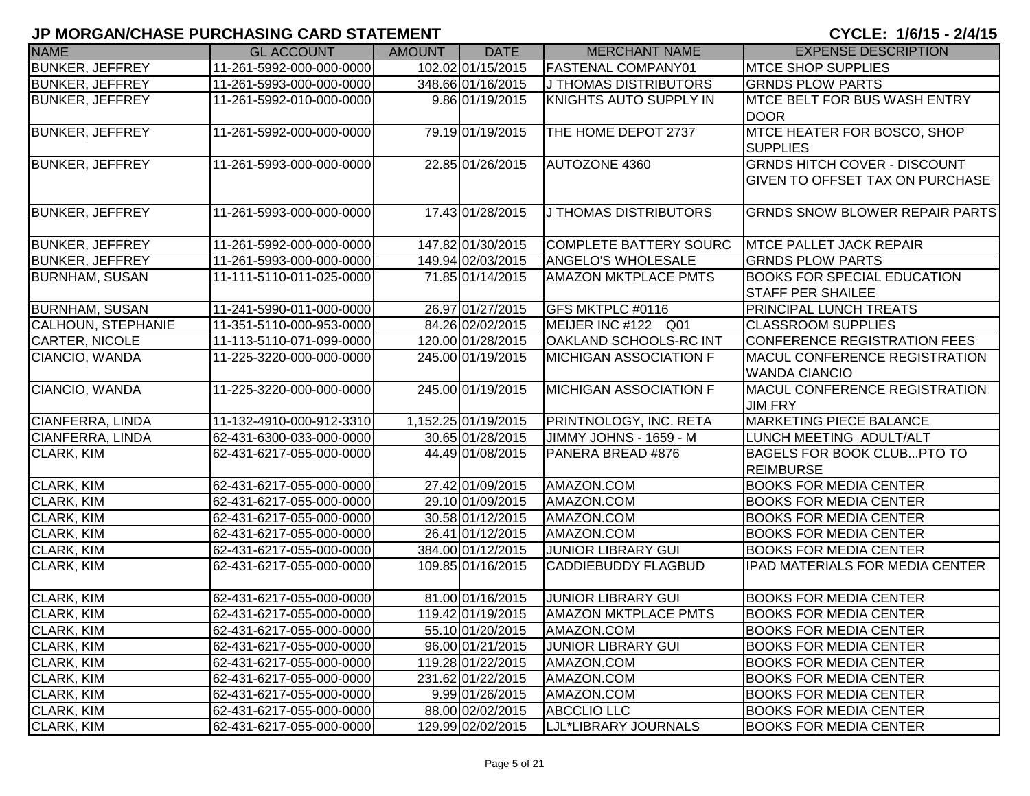# JP MORGAN/CHASE PURCHASING CARD STATEMENT

**CYCLE: 1/6/15 - 2/4/15**

| NAME | GL ACCOUNT | AMOUNT | DATE | MERCHANT NAME | EXPENSE DESCRIPTION |
|---|---|---|---|---|---|
| BUNKER, JEFFREY | 11-261-5992-000-000-0000 | 102.02 | 01/15/2015 | FASTENAL COMPANY01 | MTCE SHOP SUPPLIES |
| BUNKER, JEFFREY | 11-261-5993-000-000-0000 | 348.66 | 01/16/2015 | J THOMAS DISTRIBUTORS | GRNDS PLOW PARTS |
| BUNKER, JEFFREY | 11-261-5992-010-000-0000 | 9.86 | 01/19/2015 | KNIGHTS AUTO SUPPLY IN | MTCE BELT FOR BUS WASH ENTRY DOOR |
| BUNKER, JEFFREY | 11-261-5992-000-000-0000 | 79.19 | 01/19/2015 | THE HOME DEPOT 2737 | MTCE HEATER FOR BOSCO, SHOP SUPPLIES |
| BUNKER, JEFFREY | 11-261-5993-000-000-0000 | 22.85 | 01/26/2015 | AUTOZONE 4360 | GRNDS HITCH COVER - DISCOUNT GIVEN TO OFFSET TAX ON PURCHASE |
| BUNKER, JEFFREY | 11-261-5993-000-000-0000 | 17.43 | 01/28/2015 | J THOMAS DISTRIBUTORS | GRNDS SNOW BLOWER REPAIR PARTS |
| BUNKER, JEFFREY | 11-261-5992-000-000-0000 | 147.82 | 01/30/2015 | COMPLETE BATTERY SOURC | MTCE PALLET JACK REPAIR |
| BUNKER, JEFFREY | 11-261-5993-000-000-0000 | 149.94 | 02/03/2015 | ANGELO'S WHOLESALE | GRNDS PLOW PARTS |
| BURNHAM, SUSAN | 11-111-5110-011-025-0000 | 71.85 | 01/14/2015 | AMAZON MKTPLACE PMTS | BOOKS FOR SPECIAL EDUCATION STAFF PER SHAILEE |
| BURNHAM, SUSAN | 11-241-5990-011-000-0000 | 26.97 | 01/27/2015 | GFS MKTPLC #0116 | PRINCIPAL LUNCH TREATS |
| CALHOUN, STEPHANIE | 11-351-5110-000-953-0000 | 84.26 | 02/02/2015 | MEIJER INC #122 Q01 | CLASSROOM SUPPLIES |
| CARTER, NICOLE | 11-113-5110-071-099-0000 | 120.00 | 01/28/2015 | OAKLAND SCHOOLS-RC INT | CONFERENCE REGISTRATION FEES |
| CIANCIO, WANDA | 11-225-3220-000-000-0000 | 245.00 | 01/19/2015 | MICHIGAN ASSOCIATION F | MACUL CONFERENCE REGISTRATION WANDA CIANCIO |
| CIANCIO, WANDA | 11-225-3220-000-000-0000 | 245.00 | 01/19/2015 | MICHIGAN ASSOCIATION F | MACUL CONFERENCE REGISTRATION JIM FRY |
| CIANFERRA, LINDA | 11-132-4910-000-912-3310 | 1,152.25 | 01/19/2015 | PRINTNOLOGY, INC. RETA | MARKETING PIECE BALANCE |
| CIANFERRA, LINDA | 62-431-6300-033-000-0000 | 30.65 | 01/28/2015 | JIMMY JOHNS - 1659 - M | LUNCH MEETING ADULT/ALT |
| CLARK, KIM | 62-431-6217-055-000-0000 | 44.49 | 01/08/2015 | PANERA BREAD #876 | BAGELS FOR BOOK CLUB...PTO TO REIMBURSE |
| CLARK, KIM | 62-431-6217-055-000-0000 | 27.42 | 01/09/2015 | AMAZON.COM | BOOKS FOR MEDIA CENTER |
| CLARK, KIM | 62-431-6217-055-000-0000 | 29.10 | 01/09/2015 | AMAZON.COM | BOOKS FOR MEDIA CENTER |
| CLARK, KIM | 62-431-6217-055-000-0000 | 30.58 | 01/12/2015 | AMAZON.COM | BOOKS FOR MEDIA CENTER |
| CLARK, KIM | 62-431-6217-055-000-0000 | 26.41 | 01/12/2015 | AMAZON.COM | BOOKS FOR MEDIA CENTER |
| CLARK, KIM | 62-431-6217-055-000-0000 | 384.00 | 01/12/2015 | JUNIOR LIBRARY GUI | BOOKS FOR MEDIA CENTER |
| CLARK, KIM | 62-431-6217-055-000-0000 | 109.85 | 01/16/2015 | CADDIEBUDDY FLAGBUD | IPAD MATERIALS FOR MEDIA CENTER |
| CLARK, KIM | 62-431-6217-055-000-0000 | 81.00 | 01/16/2015 | JUNIOR LIBRARY GUI | BOOKS FOR MEDIA CENTER |
| CLARK, KIM | 62-431-6217-055-000-0000 | 119.42 | 01/19/2015 | AMAZON MKTPLACE PMTS | BOOKS FOR MEDIA CENTER |
| CLARK, KIM | 62-431-6217-055-000-0000 | 55.10 | 01/20/2015 | AMAZON.COM | BOOKS FOR MEDIA CENTER |
| CLARK, KIM | 62-431-6217-055-000-0000 | 96.00 | 01/21/2015 | JUNIOR LIBRARY GUI | BOOKS FOR MEDIA CENTER |
| CLARK, KIM | 62-431-6217-055-000-0000 | 119.28 | 01/22/2015 | AMAZON.COM | BOOKS FOR MEDIA CENTER |
| CLARK, KIM | 62-431-6217-055-000-0000 | 231.62 | 01/22/2015 | AMAZON.COM | BOOKS FOR MEDIA CENTER |
| CLARK, KIM | 62-431-6217-055-000-0000 | 9.99 | 01/26/2015 | AMAZON.COM | BOOKS FOR MEDIA CENTER |
| CLARK, KIM | 62-431-6217-055-000-0000 | 88.00 | 02/02/2015 | ABCCLIO LLC | BOOKS FOR MEDIA CENTER |
| CLARK, KIM | 62-431-6217-055-000-0000 | 129.99 | 02/02/2015 | LJL*LIBRARY JOURNALS | BOOKS FOR MEDIA CENTER |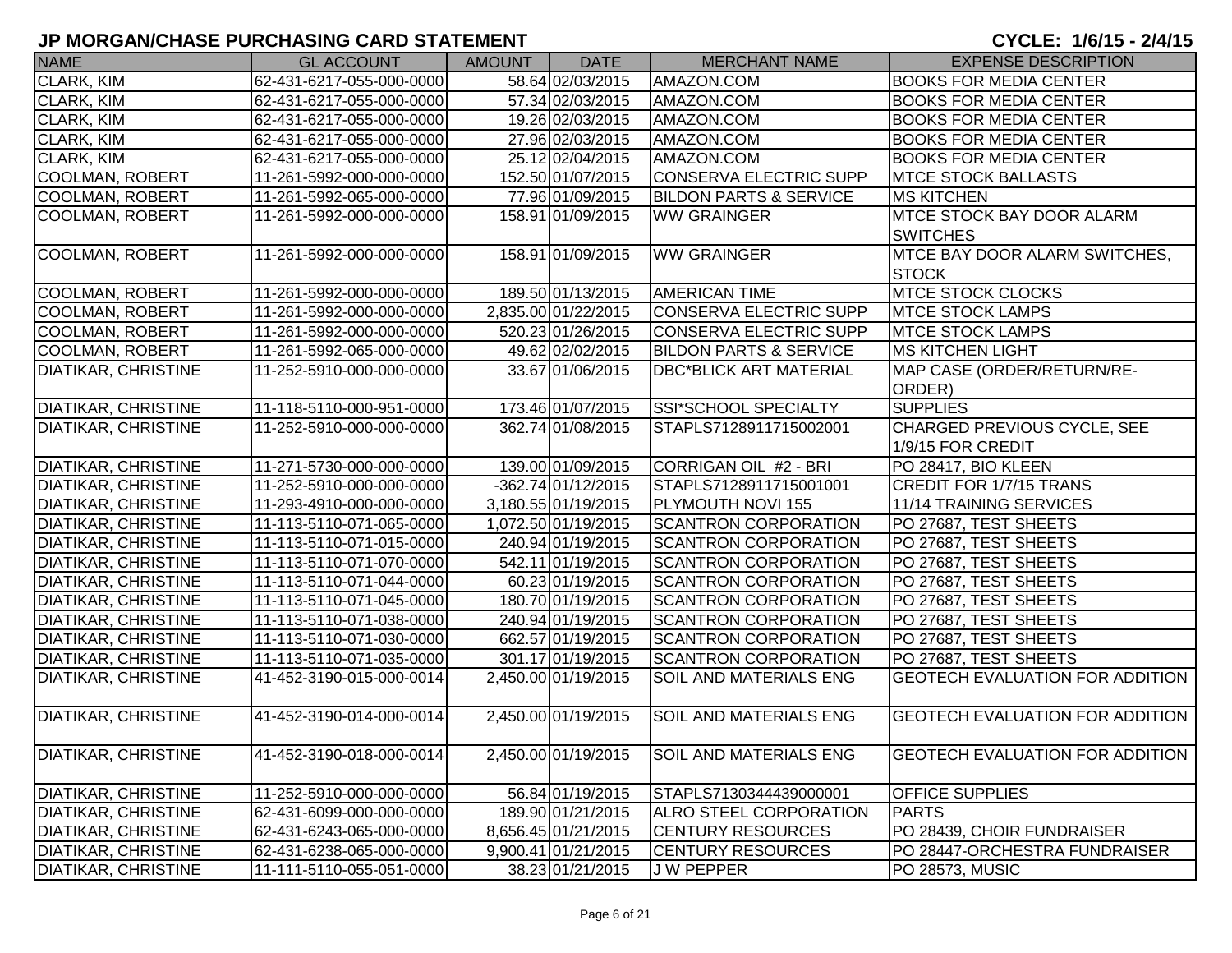# JP MORGAN/CHASE PURCHASING CARD STATEMENT

**CYCLE: 1/6/15 - 2/4/15**

| NAME | GL ACCOUNT | AMOUNT | DATE | MERCHANT NAME | EXPENSE DESCRIPTION |
|---|---|---|---|---|---|
| CLARK, KIM | 62-431-6217-055-000-0000 | 58.64 | 02/03/2015 | AMAZON.COM | BOOKS FOR MEDIA CENTER |
| CLARK, KIM | 62-431-6217-055-000-0000 | 57.34 | 02/03/2015 | AMAZON.COM | BOOKS FOR MEDIA CENTER |
| CLARK, KIM | 62-431-6217-055-000-0000 | 19.26 | 02/03/2015 | AMAZON.COM | BOOKS FOR MEDIA CENTER |
| CLARK, KIM | 62-431-6217-055-000-0000 | 27.96 | 02/03/2015 | AMAZON.COM | BOOKS FOR MEDIA CENTER |
| CLARK, KIM | 62-431-6217-055-000-0000 | 25.12 | 02/04/2015 | AMAZON.COM | BOOKS FOR MEDIA CENTER |
| COOLMAN, ROBERT | 11-261-5992-000-000-0000 | 152.50 | 01/07/2015 | CONSERVA ELECTRIC SUPP | MTCE STOCK BALLASTS |
| COOLMAN, ROBERT | 11-261-5992-065-000-0000 | 77.96 | 01/09/2015 | BILDON PARTS & SERVICE | MS KITCHEN |
| COOLMAN, ROBERT | 11-261-5992-000-000-0000 | 158.91 | 01/09/2015 | WW GRAINGER | MTCE STOCK BAY DOOR ALARM SWITCHES |
| COOLMAN, ROBERT | 11-261-5992-000-000-0000 | 158.91 | 01/09/2015 | WW GRAINGER | MTCE BAY DOOR ALARM SWITCHES, STOCK |
| COOLMAN, ROBERT | 11-261-5992-000-000-0000 | 189.50 | 01/13/2015 | AMERICAN TIME | MTCE STOCK CLOCKS |
| COOLMAN, ROBERT | 11-261-5992-000-000-0000 | 2,835.00 | 01/22/2015 | CONSERVA ELECTRIC SUPP | MTCE STOCK LAMPS |
| COOLMAN, ROBERT | 11-261-5992-000-000-0000 | 520.23 | 01/26/2015 | CONSERVA ELECTRIC SUPP | MTCE STOCK LAMPS |
| COOLMAN, ROBERT | 11-261-5992-065-000-0000 | 49.62 | 02/02/2015 | BILDON PARTS & SERVICE | MS KITCHEN LIGHT |
| DIATIKAR, CHRISTINE | 11-252-5910-000-000-0000 | 33.67 | 01/06/2015 | DBC*BLICK ART MATERIAL | MAP CASE (ORDER/RETURN/RE-ORDER) |
| DIATIKAR, CHRISTINE | 11-118-5110-000-951-0000 | 173.46 | 01/07/2015 | SSI*SCHOOL SPECIALTY | SUPPLIES |
| DIATIKAR, CHRISTINE | 11-252-5910-000-000-0000 | 362.74 | 01/08/2015 | STAPLS7128911715002001 | CHARGED PREVIOUS CYCLE, SEE 1/9/15 FOR CREDIT |
| DIATIKAR, CHRISTINE | 11-271-5730-000-000-0000 | 139.00 | 01/09/2015 | CORRIGAN OIL #2 - BRI | PO 28417, BIO KLEEN |
| DIATIKAR, CHRISTINE | 11-252-5910-000-000-0000 | -362.74 | 01/12/2015 | STAPLS7128911715001001 | CREDIT FOR 1/7/15 TRANS |
| DIATIKAR, CHRISTINE | 11-293-4910-000-000-0000 | 3,180.55 | 01/19/2015 | PLYMOUTH NOVI 155 | 11/14 TRAINING SERVICES |
| DIATIKAR, CHRISTINE | 11-113-5110-071-065-0000 | 1,072.50 | 01/19/2015 | SCANTRON CORPORATION | PO 27687, TEST SHEETS |
| DIATIKAR, CHRISTINE | 11-113-5110-071-015-0000 | 240.94 | 01/19/2015 | SCANTRON CORPORATION | PO 27687, TEST SHEETS |
| DIATIKAR, CHRISTINE | 11-113-5110-071-070-0000 | 542.11 | 01/19/2015 | SCANTRON CORPORATION | PO 27687, TEST SHEETS |
| DIATIKAR, CHRISTINE | 11-113-5110-071-044-0000 | 60.23 | 01/19/2015 | SCANTRON CORPORATION | PO 27687, TEST SHEETS |
| DIATIKAR, CHRISTINE | 11-113-5110-071-045-0000 | 180.70 | 01/19/2015 | SCANTRON CORPORATION | PO 27687, TEST SHEETS |
| DIATIKAR, CHRISTINE | 11-113-5110-071-038-0000 | 240.94 | 01/19/2015 | SCANTRON CORPORATION | PO 27687, TEST SHEETS |
| DIATIKAR, CHRISTINE | 11-113-5110-071-030-0000 | 662.57 | 01/19/2015 | SCANTRON CORPORATION | PO 27687, TEST SHEETS |
| DIATIKAR, CHRISTINE | 11-113-5110-071-035-0000 | 301.17 | 01/19/2015 | SCANTRON CORPORATION | PO 27687, TEST SHEETS |
| DIATIKAR, CHRISTINE | 41-452-3190-015-000-0014 | 2,450.00 | 01/19/2015 | SOIL AND MATERIALS ENG | GEOTECH EVALUATION FOR ADDITION |
| DIATIKAR, CHRISTINE | 41-452-3190-014-000-0014 | 2,450.00 | 01/19/2015 | SOIL AND MATERIALS ENG | GEOTECH EVALUATION FOR ADDITION |
| DIATIKAR, CHRISTINE | 41-452-3190-018-000-0014 | 2,450.00 | 01/19/2015 | SOIL AND MATERIALS ENG | GEOTECH EVALUATION FOR ADDITION |
| DIATIKAR, CHRISTINE | 11-252-5910-000-000-0000 | 56.84 | 01/19/2015 | STAPLS7130344439000001 | OFFICE SUPPLIES |
| DIATIKAR, CHRISTINE | 62-431-6099-000-000-0000 | 189.90 | 01/21/2015 | ALRO STEEL CORPORATION | PARTS |
| DIATIKAR, CHRISTINE | 62-431-6243-065-000-0000 | 8,656.45 | 01/21/2015 | CENTURY RESOURCES | PO 28439, CHOIR FUNDRAISER |
| DIATIKAR, CHRISTINE | 62-431-6238-065-000-0000 | 9,900.41 | 01/21/2015 | CENTURY RESOURCES | PO 28447-ORCHESTRA FUNDRAISER |
| DIATIKAR, CHRISTINE | 11-111-5110-055-051-0000 | 38.23 | 01/21/2015 | J W PEPPER | PO 28573, MUSIC |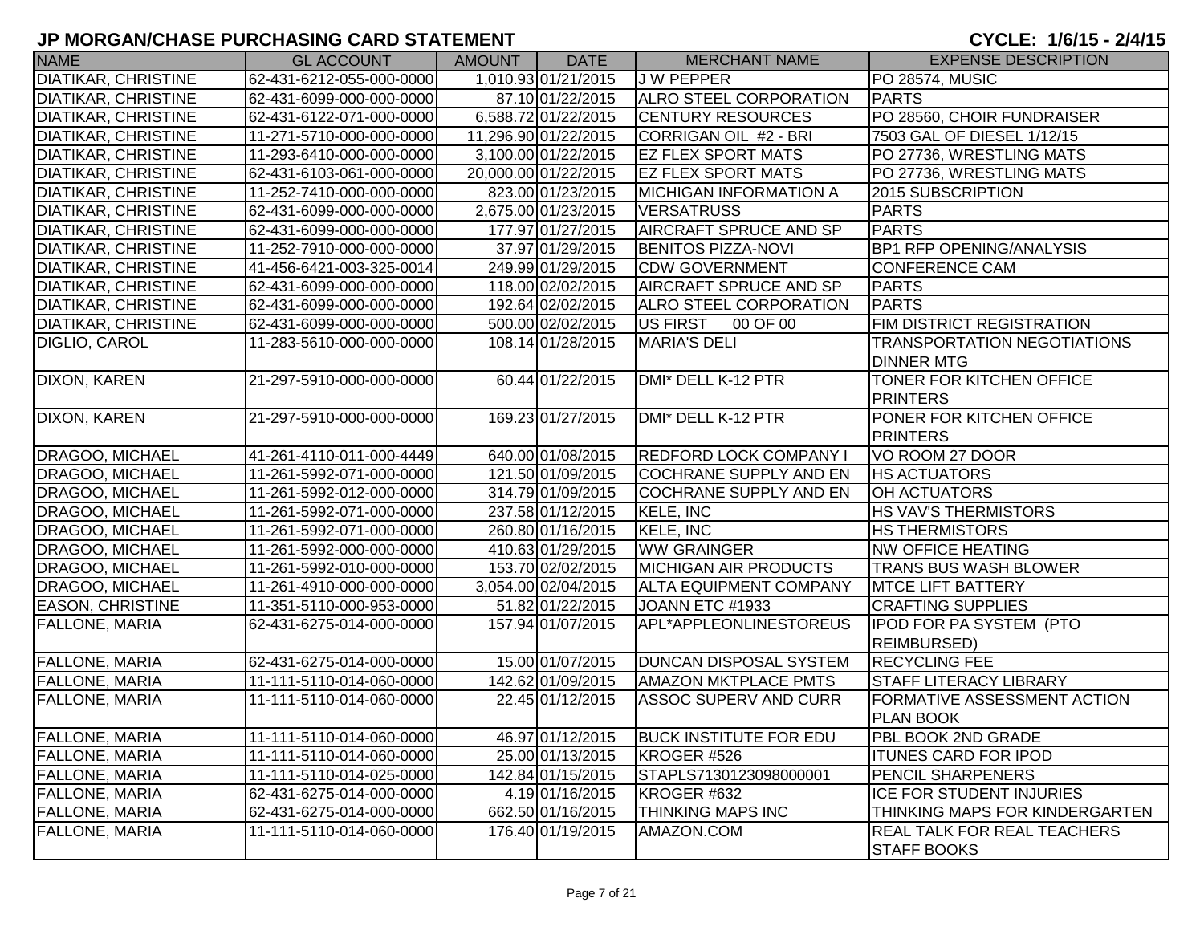# JP MORGAN/CHASE PURCHASING CARD STATEMENT

**CYCLE: 1/6/15 - 2/4/15**

| NAME | GL ACCOUNT | AMOUNT | DATE | MERCHANT NAME | EXPENSE DESCRIPTION |
|---|---|---|---|---|---|
| DIATIKAR, CHRISTINE | 62-431-6212-055-000-0000 | 1,010.93 | 01/21/2015 | J W PEPPER | PO 28574, MUSIC |
| DIATIKAR, CHRISTINE | 62-431-6099-000-000-0000 | 87.10 | 01/22/2015 | ALRO STEEL CORPORATION | PARTS |
| DIATIKAR, CHRISTINE | 62-431-6122-071-000-0000 | 6,588.72 | 01/22/2015 | CENTURY RESOURCES | PO 28560, CHOIR FUNDRAISER |
| DIATIKAR, CHRISTINE | 11-271-5710-000-000-0000 | 11,296.90 | 01/22/2015 | CORRIGAN OIL #2 - BRI | 7503 GAL OF DIESEL 1/12/15 |
| DIATIKAR, CHRISTINE | 11-293-6410-000-000-0000 | 3,100.00 | 01/22/2015 | EZ FLEX SPORT MATS | PO 27736, WRESTLING MATS |
| DIATIKAR, CHRISTINE | 62-431-6103-061-000-0000 | 20,000.00 | 01/22/2015 | EZ FLEX SPORT MATS | PO 27736, WRESTLING MATS |
| DIATIKAR, CHRISTINE | 11-252-7410-000-000-0000 | 823.00 | 01/23/2015 | MICHIGAN INFORMATION A | 2015 SUBSCRIPTION |
| DIATIKAR, CHRISTINE | 62-431-6099-000-000-0000 | 2,675.00 | 01/23/2015 | VERSATRUSS | PARTS |
| DIATIKAR, CHRISTINE | 62-431-6099-000-000-0000 | 177.97 | 01/27/2015 | AIRCRAFT SPRUCE AND SP | PARTS |
| DIATIKAR, CHRISTINE | 11-252-7910-000-000-0000 | 37.97 | 01/29/2015 | BENITOS PIZZA-NOVI | BP1 RFP OPENING/ANALYSIS |
| DIATIKAR, CHRISTINE | 41-456-6421-003-325-0014 | 249.99 | 01/29/2015 | CDW GOVERNMENT | CONFERENCE CAM |
| DIATIKAR, CHRISTINE | 62-431-6099-000-000-0000 | 118.00 | 02/02/2015 | AIRCRAFT SPRUCE AND SP | PARTS |
| DIATIKAR, CHRISTINE | 62-431-6099-000-000-0000 | 192.64 | 02/02/2015 | ALRO STEEL CORPORATION | PARTS |
| DIATIKAR, CHRISTINE | 62-431-6099-000-000-0000 | 500.00 | 02/02/2015 | US FIRST 00 OF 00 | FIM DISTRICT REGISTRATION |
| DIGLIO, CAROL | 11-283-5610-000-000-0000 | 108.14 | 01/28/2015 | MARIA'S DELI | TRANSPORTATION NEGOTIATIONS DINNER MTG |
| DIXON, KAREN | 21-297-5910-000-000-0000 | 60.44 | 01/22/2015 | DMI* DELL K-12 PTR | TONER FOR KITCHEN OFFICE PRINTERS |
| DIXON, KAREN | 21-297-5910-000-000-0000 | 169.23 | 01/27/2015 | DMI* DELL K-12 PTR | PONER FOR KITCHEN OFFICE PRINTERS |
| DRAGOO, MICHAEL | 41-261-4110-011-000-4449 | 640.00 | 01/08/2015 | REDFORD LOCK COMPANY I | VO ROOM 27 DOOR |
| DRAGOO, MICHAEL | 11-261-5992-071-000-0000 | 121.50 | 01/09/2015 | COCHRANE SUPPLY AND EN | HS ACTUATORS |
| DRAGOO, MICHAEL | 11-261-5992-012-000-0000 | 314.79 | 01/09/2015 | COCHRANE SUPPLY AND EN | OH ACTUATORS |
| DRAGOO, MICHAEL | 11-261-5992-071-000-0000 | 237.58 | 01/12/2015 | KELE, INC | HS VAV'S THERMISTORS |
| DRAGOO, MICHAEL | 11-261-5992-071-000-0000 | 260.80 | 01/16/2015 | KELE, INC | HS THERMISTORS |
| DRAGOO, MICHAEL | 11-261-5992-000-000-0000 | 410.63 | 01/29/2015 | WW GRAINGER | NW OFFICE HEATING |
| DRAGOO, MICHAEL | 11-261-5992-010-000-0000 | 153.70 | 02/02/2015 | MICHIGAN AIR PRODUCTS | TRANS BUS WASH BLOWER |
| DRAGOO, MICHAEL | 11-261-4910-000-000-0000 | 3,054.00 | 02/04/2015 | ALTA EQUIPMENT COMPANY | MTCE LIFT BATTERY |
| EASON, CHRISTINE | 11-351-5110-000-953-0000 | 51.82 | 01/22/2015 | JOANN ETC #1933 | CRAFTING SUPPLIES |
| FALLONE, MARIA | 62-431-6275-014-000-0000 | 157.94 | 01/07/2015 | APL*APPLEONLINESTOREUS | IPOD FOR PA SYSTEM (PTO REIMBURSED) |
| FALLONE, MARIA | 62-431-6275-014-000-0000 | 15.00 | 01/07/2015 | DUNCAN DISPOSAL SYSTEM | RECYCLING FEE |
| FALLONE, MARIA | 11-111-5110-014-060-0000 | 142.62 | 01/09/2015 | AMAZON MKTPLACE PMTS | STAFF LITERACY LIBRARY |
| FALLONE, MARIA | 11-111-5110-014-060-0000 | 22.45 | 01/12/2015 | ASSOC SUPERV AND CURR | FORMATIVE ASSESSMENT ACTION PLAN BOOK |
| FALLONE, MARIA | 11-111-5110-014-060-0000 | 46.97 | 01/12/2015 | BUCK INSTITUTE FOR EDU | PBL BOOK 2ND GRADE |
| FALLONE, MARIA | 11-111-5110-014-060-0000 | 25.00 | 01/13/2015 | KROGER #526 | ITUNES CARD FOR IPOD |
| FALLONE, MARIA | 11-111-5110-014-025-0000 | 142.84 | 01/15/2015 | STAPLS7130123098000001 | PENCIL SHARPENERS |
| FALLONE, MARIA | 62-431-6275-014-000-0000 | 4.19 | 01/16/2015 | KROGER #632 | ICE FOR STUDENT INJURIES |
| FALLONE, MARIA | 62-431-6275-014-000-0000 | 662.50 | 01/16/2015 | THINKING MAPS INC | THINKING MAPS FOR KINDERGARTEN |
| FALLONE, MARIA | 11-111-5110-014-060-0000 | 176.40 | 01/19/2015 | AMAZON.COM | REAL TALK FOR REAL TEACHERS STAFF BOOKS |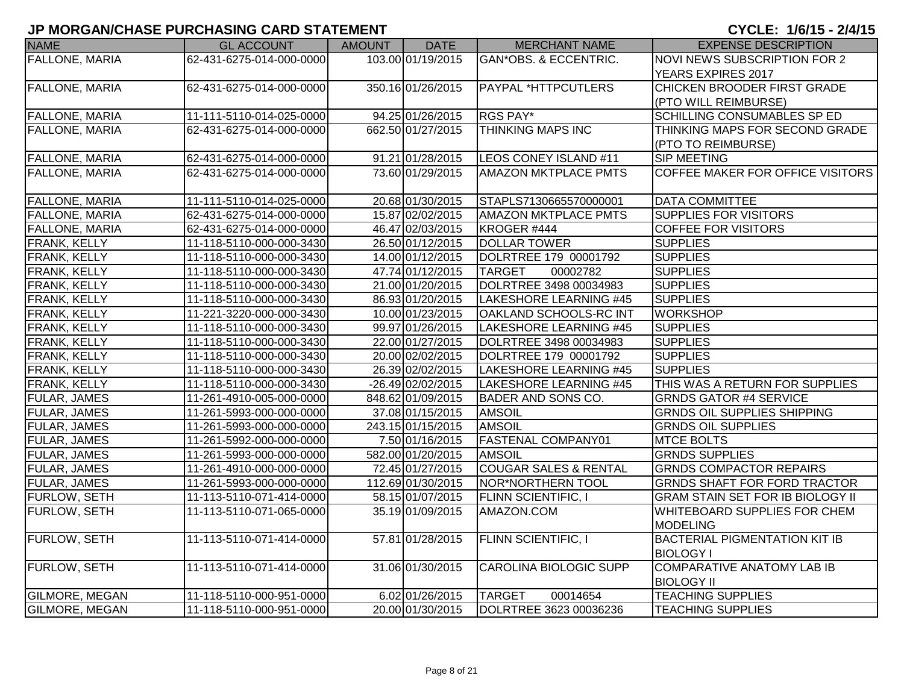# JP MORGAN/CHASE PURCHASING CARD STATEMENT

**CYCLE: 1/6/15 - 2/4/15**

| NAME | GL ACCOUNT | AMOUNT | DATE | MERCHANT NAME | EXPENSE DESCRIPTION |
|---|---|---|---|---|---|
| FALLONE, MARIA | 62-431-6275-014-000-0000 | 103.00 | 01/19/2015 | GAN*OBS. & ECCENTRIC. | NOVI NEWS SUBSCRIPTION FOR 2 YEARS EXPIRES 2017 |
| FALLONE, MARIA | 62-431-6275-014-000-0000 | 350.16 | 01/26/2015 | PAYPAL *HTTPCUTLERS | CHICKEN BROODER FIRST GRADE (PTO WILL REIMBURSE) |
| FALLONE, MARIA | 11-111-5110-014-025-0000 | 94.25 | 01/26/2015 | RGS PAY* | SCHILLING CONSUMABLES SP ED |
| FALLONE, MARIA | 62-431-6275-014-000-0000 | 662.50 | 01/27/2015 | THINKING MAPS INC | THINKING MAPS FOR SECOND GRADE (PTO TO REIMBURSE) |
| FALLONE, MARIA | 62-431-6275-014-000-0000 | 91.21 | 01/28/2015 | LEOS CONEY ISLAND #11 | SIP MEETING |
| FALLONE, MARIA | 62-431-6275-014-000-0000 | 73.60 | 01/29/2015 | AMAZON MKTPLACE PMTS | COFFEE MAKER FOR OFFICE VISITORS |
| FALLONE, MARIA | 11-111-5110-014-025-0000 | 20.68 | 01/30/2015 | STAPLS7130665570000001 | DATA COMMITTEE |
| FALLONE, MARIA | 62-431-6275-014-000-0000 | 15.87 | 02/02/2015 | AMAZON MKTPLACE PMTS | SUPPLIES FOR VISITORS |
| FALLONE, MARIA | 62-431-6275-014-000-0000 | 46.47 | 02/03/2015 | KROGER #444 | COFFEE FOR VISITORS |
| FRANK, KELLY | 11-118-5110-000-000-3430 | 26.50 | 01/12/2015 | DOLLAR TOWER | SUPPLIES |
| FRANK, KELLY | 11-118-5110-000-000-3430 | 14.00 | 01/12/2015 | DOLRTREE 179 00001792 | SUPPLIES |
| FRANK, KELLY | 11-118-5110-000-000-3430 | 47.74 | 01/12/2015 | TARGET 00002782 | SUPPLIES |
| FRANK, KELLY | 11-118-5110-000-000-3430 | 21.00 | 01/20/2015 | DOLRTREE 3498 00034983 | SUPPLIES |
| FRANK, KELLY | 11-118-5110-000-000-3430 | 86.93 | 01/20/2015 | LAKESHORE LEARNING #45 | SUPPLIES |
| FRANK, KELLY | 11-221-3220-000-000-3430 | 10.00 | 01/23/2015 | OAKLAND SCHOOLS-RC INT | WORKSHOP |
| FRANK, KELLY | 11-118-5110-000-000-3430 | 99.97 | 01/26/2015 | LAKESHORE LEARNING #45 | SUPPLIES |
| FRANK, KELLY | 11-118-5110-000-000-3430 | 22.00 | 01/27/2015 | DOLRTREE 3498 00034983 | SUPPLIES |
| FRANK, KELLY | 11-118-5110-000-000-3430 | 20.00 | 02/02/2015 | DOLRTREE 179 00001792 | SUPPLIES |
| FRANK, KELLY | 11-118-5110-000-000-3430 | 26.39 | 02/02/2015 | LAKESHORE LEARNING #45 | SUPPLIES |
| FRANK, KELLY | 11-118-5110-000-000-3430 | -26.49 | 02/02/2015 | LAKESHORE LEARNING #45 | THIS WAS A RETURN FOR SUPPLIES |
| FULAR, JAMES | 11-261-4910-005-000-0000 | 848.62 | 01/09/2015 | BADER AND SONS CO. | GRNDS GATOR #4 SERVICE |
| FULAR, JAMES | 11-261-5993-000-000-0000 | 37.08 | 01/15/2015 | AMSOIL | GRNDS OIL SUPPLIES SHIPPING |
| FULAR, JAMES | 11-261-5993-000-000-0000 | 243.15 | 01/15/2015 | AMSOIL | GRNDS OIL SUPPLIES |
| FULAR, JAMES | 11-261-5992-000-000-0000 | 7.50 | 01/16/2015 | FASTENAL COMPANY01 | MTCE BOLTS |
| FULAR, JAMES | 11-261-5993-000-000-0000 | 582.00 | 01/20/2015 | AMSOIL | GRNDS SUPPLIES |
| FULAR, JAMES | 11-261-4910-000-000-0000 | 72.45 | 01/27/2015 | COUGAR SALES & RENTAL | GRNDS COMPACTOR REPAIRS |
| FULAR, JAMES | 11-261-5993-000-000-0000 | 112.69 | 01/30/2015 | NOR*NORTHERN TOOL | GRNDS SHAFT FOR FORD TRACTOR |
| FURLOW, SETH | 11-113-5110-071-414-0000 | 58.15 | 01/07/2015 | FLINN SCIENTIFIC, I | GRAM STAIN SET FOR IB BIOLOGY II |
| FURLOW, SETH | 11-113-5110-071-065-0000 | 35.19 | 01/09/2015 | AMAZON.COM | WHITEBOARD SUPPLIES FOR CHEM MODELING |
| FURLOW, SETH | 11-113-5110-071-414-0000 | 57.81 | 01/28/2015 | FLINN SCIENTIFIC, I | BACTERIAL PIGMENTATION KIT IB BIOLOGY I |
| FURLOW, SETH | 11-113-5110-071-414-0000 | 31.06 | 01/30/2015 | CAROLINA BIOLOGIC SUPP | COMPARATIVE ANATOMY LAB IB BIOLOGY II |
| GILMORE, MEGAN | 11-118-5110-000-951-0000 | 6.02 | 01/26/2015 | TARGET 00014654 | TEACHING SUPPLIES |
| GILMORE, MEGAN | 11-118-5110-000-951-0000 | 20.00 | 01/30/2015 | DOLRTREE 3623 00036236 | TEACHING SUPPLIES |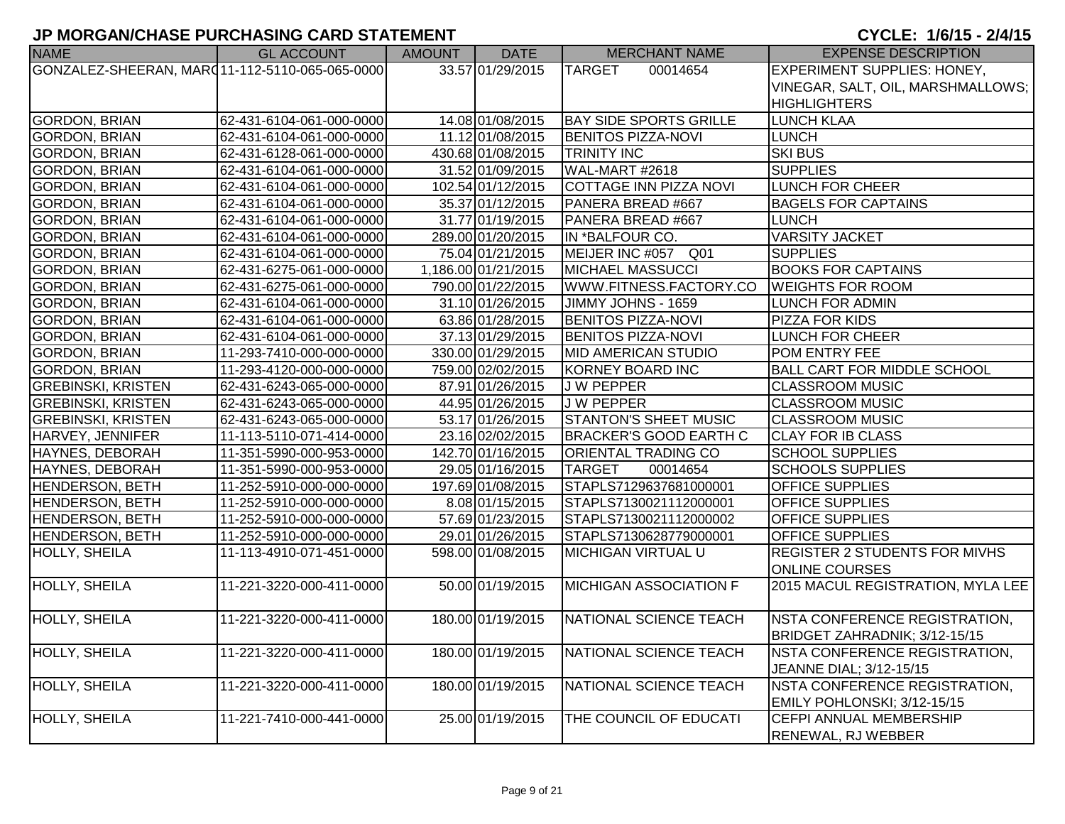## JP MORGAN/CHASE PURCHASING CARD STATEMENT

**CYCLE: 1/6/15 - 2/4/15**

| NAME | GL ACCOUNT | AMOUNT | DATE | MERCHANT NAME | EXPENSE DESCRIPTION |
|---|---|---|---|---|---|
| GONZALEZ-SHEERAN, MARC | 11-112-5110-065-065-0000 | 33.57 | 01/29/2015 | TARGET 00014654 | EXPERIMENT SUPPLIES: HONEY, VINEGAR, SALT, OIL, MARSHMALLOWS; HIGHLIGHTERS |
| GORDON, BRIAN | 62-431-6104-061-000-0000 | 14.08 | 01/08/2015 | BAY SIDE SPORTS GRILLE | LUNCH KLAA |
| GORDON, BRIAN | 62-431-6104-061-000-0000 | 11.12 | 01/08/2015 | BENITOS PIZZA-NOVI | LUNCH |
| GORDON, BRIAN | 62-431-6128-061-000-0000 | 430.68 | 01/08/2015 | TRINITY INC | SKI BUS |
| GORDON, BRIAN | 62-431-6104-061-000-0000 | 31.52 | 01/09/2015 | WAL-MART #2618 | SUPPLIES |
| GORDON, BRIAN | 62-431-6104-061-000-0000 | 102.54 | 01/12/2015 | COTTAGE INN PIZZA NOVI | LUNCH FOR CHEER |
| GORDON, BRIAN | 62-431-6104-061-000-0000 | 35.37 | 01/12/2015 | PANERA BREAD #667 | BAGELS FOR CAPTAINS |
| GORDON, BRIAN | 62-431-6104-061-000-0000 | 31.77 | 01/19/2015 | PANERA BREAD #667 | LUNCH |
| GORDON, BRIAN | 62-431-6104-061-000-0000 | 289.00 | 01/20/2015 | IN *BALFOUR CO. | VARSITY JACKET |
| GORDON, BRIAN | 62-431-6104-061-000-0000 | 75.04 | 01/21/2015 | MEIJER INC #057 Q01 | SUPPLIES |
| GORDON, BRIAN | 62-431-6275-061-000-0000 | 1,186.00 | 01/21/2015 | MICHAEL MASSUCCI | BOOKS FOR CAPTAINS |
| GORDON, BRIAN | 62-431-6275-061-000-0000 | 790.00 | 01/22/2015 | WWW.FITNESS.FACTORY.CO | WEIGHTS FOR ROOM |
| GORDON, BRIAN | 62-431-6104-061-000-0000 | 31.10 | 01/26/2015 | JIMMY JOHNS - 1659 | LUNCH FOR ADMIN |
| GORDON, BRIAN | 62-431-6104-061-000-0000 | 63.86 | 01/28/2015 | BENITOS PIZZA-NOVI | PIZZA FOR KIDS |
| GORDON, BRIAN | 62-431-6104-061-000-0000 | 37.13 | 01/29/2015 | BENITOS PIZZA-NOVI | LUNCH FOR CHEER |
| GORDON, BRIAN | 11-293-7410-000-000-0000 | 330.00 | 01/29/2015 | MID AMERICAN STUDIO | POM ENTRY FEE |
| GORDON, BRIAN | 11-293-4120-000-000-0000 | 759.00 | 02/02/2015 | KORNEY BOARD INC | BALL CART FOR MIDDLE SCHOOL |
| GREBINSKI, KRISTEN | 62-431-6243-065-000-0000 | 87.91 | 01/26/2015 | J W PEPPER | CLASSROOM MUSIC |
| GREBINSKI, KRISTEN | 62-431-6243-065-000-0000 | 44.95 | 01/26/2015 | J W PEPPER | CLASSROOM MUSIC |
| GREBINSKI, KRISTEN | 62-431-6243-065-000-0000 | 53.17 | 01/26/2015 | STANTON'S SHEET MUSIC | CLASSROOM MUSIC |
| HARVEY, JENNIFER | 11-113-5110-071-414-0000 | 23.16 | 02/02/2015 | BRACKER'S GOOD EARTH C | CLAY FOR IB CLASS |
| HAYNES, DEBORAH | 11-351-5990-000-953-0000 | 142.70 | 01/16/2015 | ORIENTAL TRADING CO | SCHOOL SUPPLIES |
| HAYNES, DEBORAH | 11-351-5990-000-953-0000 | 29.05 | 01/16/2015 | TARGET 00014654 | SCHOOLS SUPPLIES |
| HENDERSON, BETH | 11-252-5910-000-000-0000 | 197.69 | 01/08/2015 | STAPLS7129637681000001 | OFFICE SUPPLIES |
| HENDERSON, BETH | 11-252-5910-000-000-0000 | 8.08 | 01/15/2015 | STAPLS7130021112000001 | OFFICE SUPPLIES |
| HENDERSON, BETH | 11-252-5910-000-000-0000 | 57.69 | 01/23/2015 | STAPLS7130021112000002 | OFFICE SUPPLIES |
| HENDERSON, BETH | 11-252-5910-000-000-0000 | 29.01 | 01/26/2015 | STAPLS7130628779000001 | OFFICE SUPPLIES |
| HOLLY, SHEILA | 11-113-4910-071-451-0000 | 598.00 | 01/08/2015 | MICHIGAN VIRTUAL U | REGISTER 2 STUDENTS FOR MIVHS ONLINE COURSES |
| HOLLY, SHEILA | 11-221-3220-000-411-0000 | 50.00 | 01/19/2015 | MICHIGAN ASSOCIATION F | 2015 MACUL REGISTRATION, MYLA LEE |
| HOLLY, SHEILA | 11-221-3220-000-411-0000 | 180.00 | 01/19/2015 | NATIONAL SCIENCE TEACH | NSTA CONFERENCE REGISTRATION, BRIDGET ZAHRADNIK; 3/12-15/15 |
| HOLLY, SHEILA | 11-221-3220-000-411-0000 | 180.00 | 01/19/2015 | NATIONAL SCIENCE TEACH | NSTA CONFERENCE REGISTRATION, JEANNE DIAL; 3/12-15/15 |
| HOLLY, SHEILA | 11-221-3220-000-411-0000 | 180.00 | 01/19/2015 | NATIONAL SCIENCE TEACH | NSTA CONFERENCE REGISTRATION, EMILY POHLONSKI; 3/12-15/15 |
| HOLLY, SHEILA | 11-221-7410-000-441-0000 | 25.00 | 01/19/2015 | THE COUNCIL OF EDUCATI | CEFPI ANNUAL MEMBERSHIP RENEWAL, RJ WEBBER |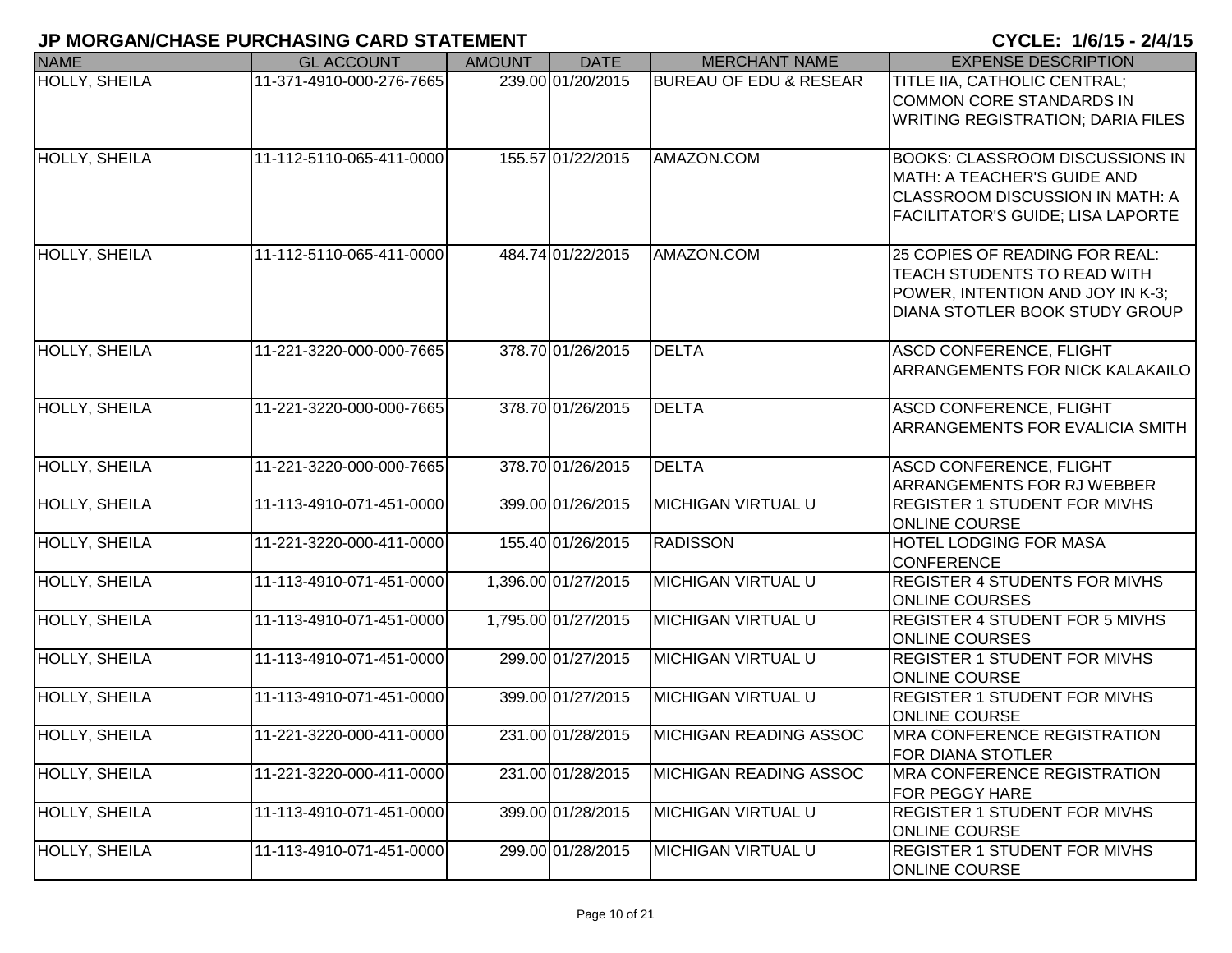**JP MORGAN/CHASE PURCHASING CARD STATEMENT** **CYCLE: 1/6/15 - 2/4/15**

| NAME | GL ACCOUNT | AMOUNT | DATE | MERCHANT NAME | EXPENSE DESCRIPTION |
|---|---|---|---|---|---|
| HOLLY, SHEILA | 11-371-4910-000-276-7665 | 239.00 | 01/20/2015 | BUREAU OF EDU & RESEAR | TITLE IIA, CATHOLIC CENTRAL; COMMON CORE STANDARDS IN WRITING REGISTRATION; DARIA FILES |
| HOLLY, SHEILA | 11-112-5110-065-411-0000 | 155.57 | 01/22/2015 | AMAZON.COM | BOOKS: CLASSROOM DISCUSSIONS IN MATH: A TEACHER'S GUIDE AND CLASSROOM DISCUSSION IN MATH: A FACILITATOR'S GUIDE; LISA LAPORTE |
| HOLLY, SHEILA | 11-112-5110-065-411-0000 | 484.74 | 01/22/2015 | AMAZON.COM | 25 COPIES OF READING FOR REAL: TEACH STUDENTS TO READ WITH POWER, INTENTION AND JOY IN K-3; DIANA STOTLER BOOK STUDY GROUP |
| HOLLY, SHEILA | 11-221-3220-000-000-7665 | 378.70 | 01/26/2015 | DELTA | ASCD CONFERENCE, FLIGHT ARRANGEMENTS FOR NICK KALAKAILO |
| HOLLY, SHEILA | 11-221-3220-000-000-7665 | 378.70 | 01/26/2015 | DELTA | ASCD CONFERENCE, FLIGHT ARRANGEMENTS FOR EVALICIA SMITH |
| HOLLY, SHEILA | 11-221-3220-000-000-7665 | 378.70 | 01/26/2015 | DELTA | ASCD CONFERENCE, FLIGHT ARRANGEMENTS FOR RJ WEBBER |
| HOLLY, SHEILA | 11-113-4910-071-451-0000 | 399.00 | 01/26/2015 | MICHIGAN VIRTUAL U | REGISTER 1 STUDENT FOR MIVHS ONLINE COURSE |
| HOLLY, SHEILA | 11-221-3220-000-411-0000 | 155.40 | 01/26/2015 | RADISSON | HOTEL LODGING FOR MASA CONFERENCE |
| HOLLY, SHEILA | 11-113-4910-071-451-0000 | 1,396.00 | 01/27/2015 | MICHIGAN VIRTUAL U | REGISTER 4 STUDENTS FOR MIVHS ONLINE COURSES |
| HOLLY, SHEILA | 11-113-4910-071-451-0000 | 1,795.00 | 01/27/2015 | MICHIGAN VIRTUAL U | REGISTER 4 STUDENT FOR 5 MIVHS ONLINE COURSES |
| HOLLY, SHEILA | 11-113-4910-071-451-0000 | 299.00 | 01/27/2015 | MICHIGAN VIRTUAL U | REGISTER 1 STUDENT FOR MIVHS ONLINE COURSE |
| HOLLY, SHEILA | 11-113-4910-071-451-0000 | 399.00 | 01/27/2015 | MICHIGAN VIRTUAL U | REGISTER 1 STUDENT FOR MIVHS ONLINE COURSE |
| HOLLY, SHEILA | 11-221-3220-000-411-0000 | 231.00 | 01/28/2015 | MICHIGAN READING ASSOC | MRA CONFERENCE REGISTRATION FOR DIANA STOTLER |
| HOLLY, SHEILA | 11-221-3220-000-411-0000 | 231.00 | 01/28/2015 | MICHIGAN READING ASSOC | MRA CONFERENCE REGISTRATION FOR PEGGY HARE |
| HOLLY, SHEILA | 11-113-4910-071-451-0000 | 399.00 | 01/28/2015 | MICHIGAN VIRTUAL U | REGISTER 1 STUDENT FOR MIVHS ONLINE COURSE |
| HOLLY, SHEILA | 11-113-4910-071-451-0000 | 299.00 | 01/28/2015 | MICHIGAN VIRTUAL U | REGISTER 1 STUDENT FOR MIVHS ONLINE COURSE |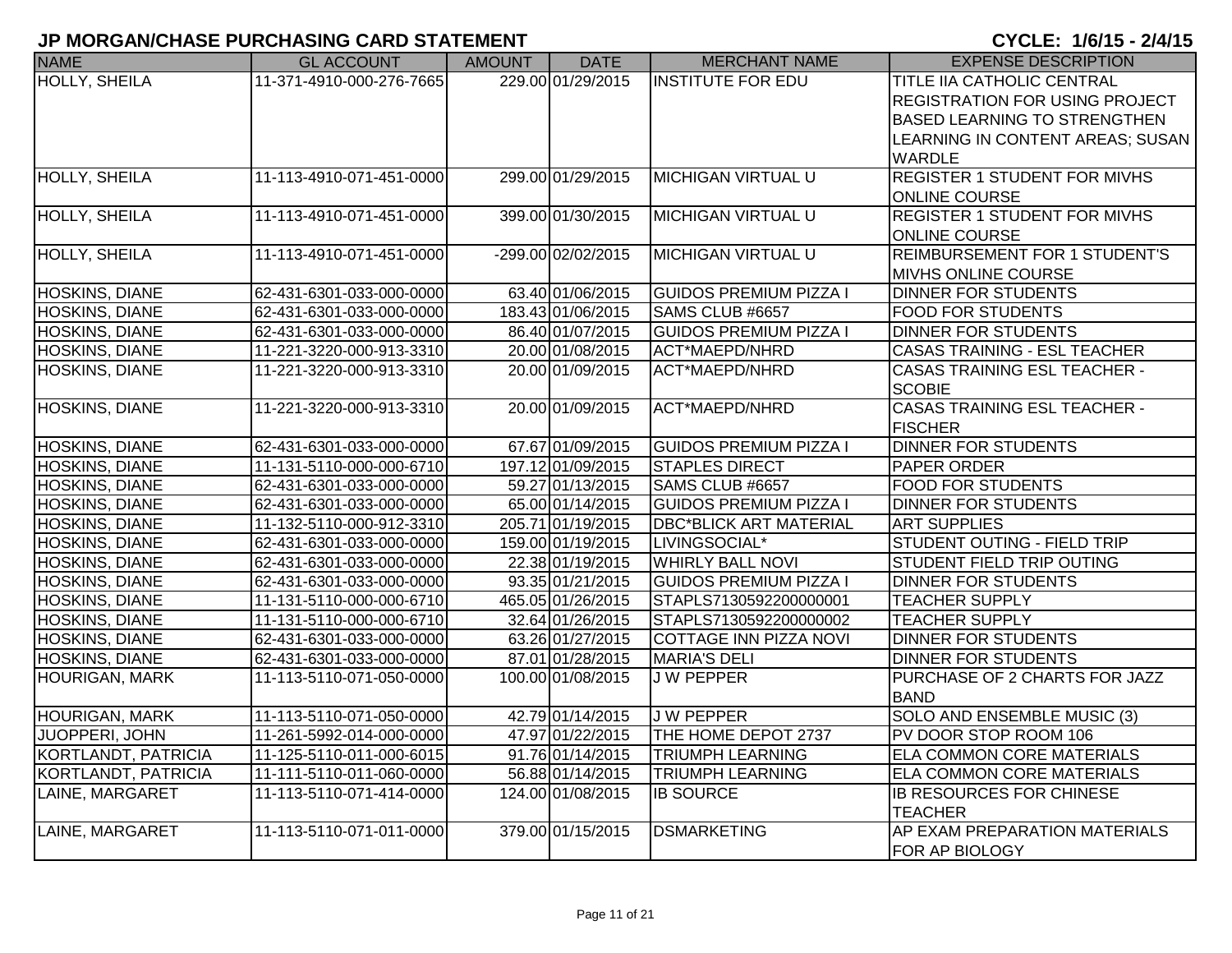## JP MORGAN/CHASE PURCHASING CARD STATEMENT

**CYCLE: 1/6/15 - 2/4/15**

| NAME | GL ACCOUNT | AMOUNT | DATE | MERCHANT NAME | EXPENSE DESCRIPTION |
|---|---|---|---|---|---|
| HOLLY, SHEILA | 11-371-4910-000-276-7665 | 229.00 | 01/29/2015 | INSTITUTE FOR EDU | TITLE IIA CATHOLIC CENTRAL REGISTRATION FOR USING PROJECT BASED LEARNING TO STRENGTHEN LEARNING IN CONTENT AREAS; SUSAN WARDLE |
| HOLLY, SHEILA | 11-113-4910-071-451-0000 | 299.00 | 01/29/2015 | MICHIGAN VIRTUAL U | REGISTER 1 STUDENT FOR MIVHS ONLINE COURSE |
| HOLLY, SHEILA | 11-113-4910-071-451-0000 | 399.00 | 01/30/2015 | MICHIGAN VIRTUAL U | REGISTER 1 STUDENT FOR MIVHS ONLINE COURSE |
| HOLLY, SHEILA | 11-113-4910-071-451-0000 | -299.00 | 02/02/2015 | MICHIGAN VIRTUAL U | REIMBURSEMENT FOR 1 STUDENT'S MIVHS ONLINE COURSE |
| HOSKINS, DIANE | 62-431-6301-033-000-0000 | 63.40 | 01/06/2015 | GUIDOS PREMIUM PIZZA I | DINNER FOR STUDENTS |
| HOSKINS, DIANE | 62-431-6301-033-000-0000 | 183.43 | 01/06/2015 | SAMS CLUB #6657 | FOOD FOR STUDENTS |
| HOSKINS, DIANE | 62-431-6301-033-000-0000 | 86.40 | 01/07/2015 | GUIDOS PREMIUM PIZZA I | DINNER FOR STUDENTS |
| HOSKINS, DIANE | 11-221-3220-000-913-3310 | 20.00 | 01/08/2015 | ACT*MAEPD/NHRD | CASAS TRAINING - ESL TEACHER |
| HOSKINS, DIANE | 11-221-3220-000-913-3310 | 20.00 | 01/09/2015 | ACT*MAEPD/NHRD | CASAS TRAINING ESL TEACHER - SCOBIE |
| HOSKINS, DIANE | 11-221-3220-000-913-3310 | 20.00 | 01/09/2015 | ACT*MAEPD/NHRD | CASAS TRAINING ESL TEACHER - FISCHER |
| HOSKINS, DIANE | 62-431-6301-033-000-0000 | 67.67 | 01/09/2015 | GUIDOS PREMIUM PIZZA I | DINNER FOR STUDENTS |
| HOSKINS, DIANE | 11-131-5110-000-000-6710 | 197.12 | 01/09/2015 | STAPLES DIRECT | PAPER ORDER |
| HOSKINS, DIANE | 62-431-6301-033-000-0000 | 59.27 | 01/13/2015 | SAMS CLUB #6657 | FOOD FOR STUDENTS |
| HOSKINS, DIANE | 62-431-6301-033-000-0000 | 65.00 | 01/14/2015 | GUIDOS PREMIUM PIZZA I | DINNER FOR STUDENTS |
| HOSKINS, DIANE | 11-132-5110-000-912-3310 | 205.71 | 01/19/2015 | DBC*BLICK ART MATERIAL | ART SUPPLIES |
| HOSKINS, DIANE | 62-431-6301-033-000-0000 | 159.00 | 01/19/2015 | LIVINGSOCIAL* | STUDENT OUTING - FIELD TRIP |
| HOSKINS, DIANE | 62-431-6301-033-000-0000 | 22.38 | 01/19/2015 | WHIRLY BALL NOVI | STUDENT FIELD TRIP OUTING |
| HOSKINS, DIANE | 62-431-6301-033-000-0000 | 93.35 | 01/21/2015 | GUIDOS PREMIUM PIZZA I | DINNER FOR STUDENTS |
| HOSKINS, DIANE | 11-131-5110-000-000-6710 | 465.05 | 01/26/2015 | STAPLS7130592200000001 | TEACHER SUPPLY |
| HOSKINS, DIANE | 11-131-5110-000-000-6710 | 32.64 | 01/26/2015 | STAPLS7130592200000002 | TEACHER SUPPLY |
| HOSKINS, DIANE | 62-431-6301-033-000-0000 | 63.26 | 01/27/2015 | COTTAGE INN PIZZA NOVI | DINNER FOR STUDENTS |
| HOSKINS, DIANE | 62-431-6301-033-000-0000 | 87.01 | 01/28/2015 | MARIA'S DELI | DINNER FOR STUDENTS |
| HOURIGAN, MARK | 11-113-5110-071-050-0000 | 100.00 | 01/08/2015 | J W PEPPER | PURCHASE OF 2 CHARTS FOR JAZZ BAND |
| HOURIGAN, MARK | 11-113-5110-071-050-0000 | 42.79 | 01/14/2015 | J W PEPPER | SOLO AND ENSEMBLE MUSIC (3) |
| JUOPPERI, JOHN | 11-261-5992-014-000-0000 | 47.97 | 01/22/2015 | THE HOME DEPOT 2737 | PV DOOR STOP ROOM 106 |
| KORTLANDT, PATRICIA | 11-125-5110-011-000-6015 | 91.76 | 01/14/2015 | TRIUMPH LEARNING | ELA COMMON CORE MATERIALS |
| KORTLANDT, PATRICIA | 11-111-5110-011-060-0000 | 56.88 | 01/14/2015 | TRIUMPH LEARNING | ELA COMMON CORE MATERIALS |
| LAINE, MARGARET | 11-113-5110-071-414-0000 | 124.00 | 01/08/2015 | IB SOURCE | IB RESOURCES FOR CHINESE TEACHER |
| LAINE, MARGARET | 11-113-5110-071-011-0000 | 379.00 | 01/15/2015 | DSMARKETING | AP EXAM PREPARATION MATERIALS FOR AP BIOLOGY |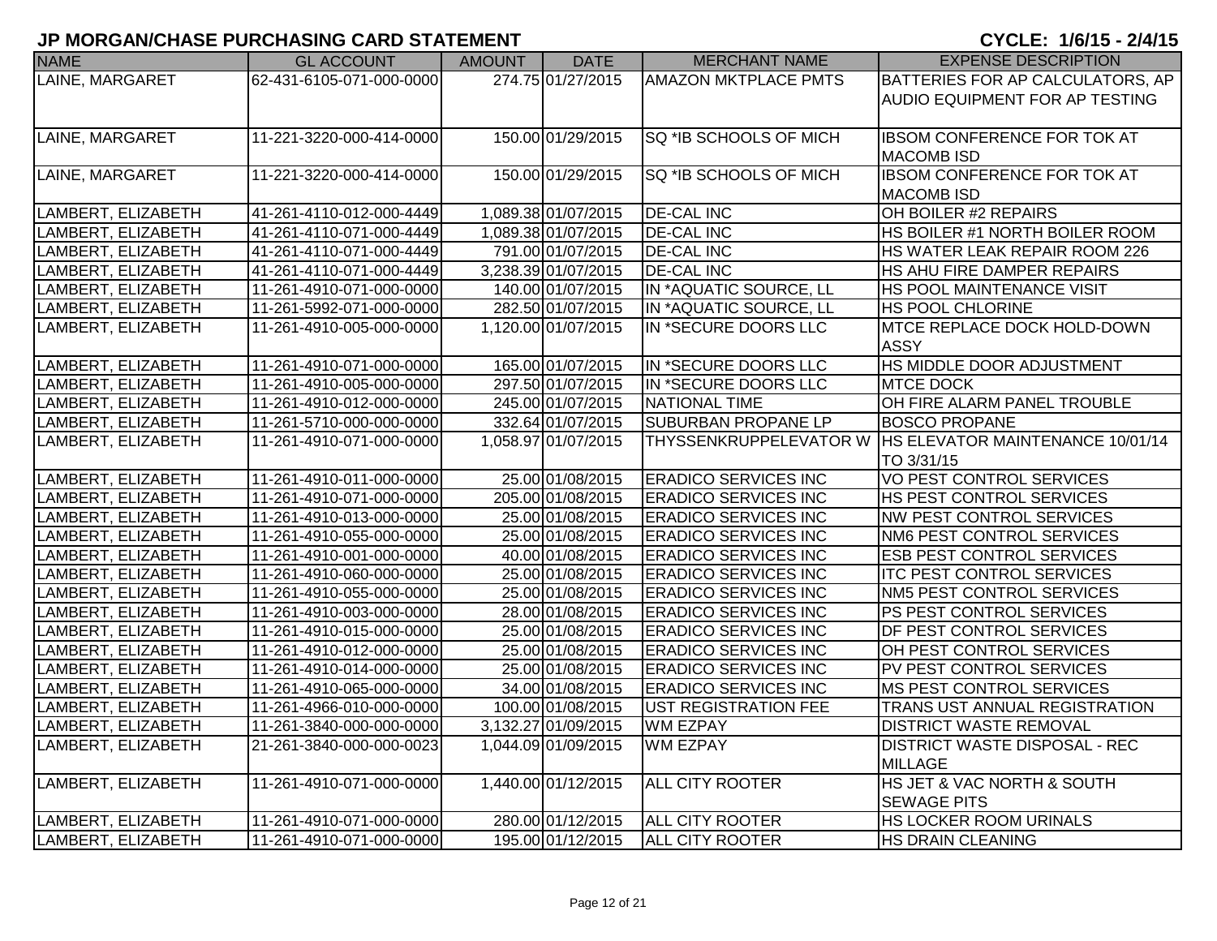## JP MORGAN/CHASE PURCHASING CARD STATEMENT

**CYCLE: 1/6/15 - 2/4/15**

| NAME | GL ACCOUNT | AMOUNT | DATE | MERCHANT NAME | EXPENSE DESCRIPTION |
|---|---|---|---|---|---|
| LAINE, MARGARET | 62-431-6105-071-000-0000 | 274.75 | 01/27/2015 | AMAZON MKTPLACE PMTS | BATTERIES FOR AP CALCULATORS, AP AUDIO EQUIPMENT FOR AP TESTING |
| LAINE, MARGARET | 11-221-3220-000-414-0000 | 150.00 | 01/29/2015 | SQ *IB SCHOOLS OF MICH | IBSOM CONFERENCE FOR TOK AT MACOMB ISD |
| LAINE, MARGARET | 11-221-3220-000-414-0000 | 150.00 | 01/29/2015 | SQ *IB SCHOOLS OF MICH | IBSOM CONFERENCE FOR TOK AT MACOMB ISD |
| LAMBERT, ELIZABETH | 41-261-4110-012-000-4449 | 1,089.38 | 01/07/2015 | DE-CAL INC | OH BOILER #2 REPAIRS |
| LAMBERT, ELIZABETH | 41-261-4110-071-000-4449 | 1,089.38 | 01/07/2015 | DE-CAL INC | HS BOILER #1 NORTH BOILER ROOM |
| LAMBERT, ELIZABETH | 41-261-4110-071-000-4449 | 791.00 | 01/07/2015 | DE-CAL INC | HS WATER LEAK REPAIR ROOM 226 |
| LAMBERT, ELIZABETH | 41-261-4110-071-000-4449 | 3,238.39 | 01/07/2015 | DE-CAL INC | HS AHU FIRE DAMPER REPAIRS |
| LAMBERT, ELIZABETH | 11-261-4910-071-000-0000 | 140.00 | 01/07/2015 | IN *AQUATIC SOURCE, LL | HS POOL MAINTENANCE VISIT |
| LAMBERT, ELIZABETH | 11-261-5992-071-000-0000 | 282.50 | 01/07/2015 | IN *AQUATIC SOURCE, LL | HS POOL CHLORINE |
| LAMBERT, ELIZABETH | 11-261-4910-005-000-0000 | 1,120.00 | 01/07/2015 | IN *SECURE DOORS LLC | MTCE REPLACE DOCK HOLD-DOWN ASSY |
| LAMBERT, ELIZABETH | 11-261-4910-071-000-0000 | 165.00 | 01/07/2015 | IN *SECURE DOORS LLC | HS MIDDLE DOOR ADJUSTMENT |
| LAMBERT, ELIZABETH | 11-261-4910-005-000-0000 | 297.50 | 01/07/2015 | IN *SECURE DOORS LLC | MTCE DOCK |
| LAMBERT, ELIZABETH | 11-261-4910-012-000-0000 | 245.00 | 01/07/2015 | NATIONAL TIME | OH FIRE ALARM PANEL TROUBLE |
| LAMBERT, ELIZABETH | 11-261-5710-000-000-0000 | 332.64 | 01/07/2015 | SUBURBAN PROPANE LP | BOSCO PROPANE |
| LAMBERT, ELIZABETH | 11-261-4910-071-000-0000 | 1,058.97 | 01/07/2015 | THYSSENKRUPPELEVATOR W | HS ELEVATOR MAINTENANCE 10/01/14 TO 3/31/15 |
| LAMBERT, ELIZABETH | 11-261-4910-011-000-0000 | 25.00 | 01/08/2015 | ERADICO SERVICES INC | VO PEST CONTROL SERVICES |
| LAMBERT, ELIZABETH | 11-261-4910-071-000-0000 | 205.00 | 01/08/2015 | ERADICO SERVICES INC | HS PEST CONTROL SERVICES |
| LAMBERT, ELIZABETH | 11-261-4910-013-000-0000 | 25.00 | 01/08/2015 | ERADICO SERVICES INC | NW PEST CONTROL SERVICES |
| LAMBERT, ELIZABETH | 11-261-4910-055-000-0000 | 25.00 | 01/08/2015 | ERADICO SERVICES INC | NM6 PEST CONTROL SERVICES |
| LAMBERT, ELIZABETH | 11-261-4910-001-000-0000 | 40.00 | 01/08/2015 | ERADICO SERVICES INC | ESB PEST CONTROL SERVICES |
| LAMBERT, ELIZABETH | 11-261-4910-060-000-0000 | 25.00 | 01/08/2015 | ERADICO SERVICES INC | ITC PEST CONTROL SERVICES |
| LAMBERT, ELIZABETH | 11-261-4910-055-000-0000 | 25.00 | 01/08/2015 | ERADICO SERVICES INC | NM5 PEST CONTROL SERVICES |
| LAMBERT, ELIZABETH | 11-261-4910-003-000-0000 | 28.00 | 01/08/2015 | ERADICO SERVICES INC | PS PEST CONTROL SERVICES |
| LAMBERT, ELIZABETH | 11-261-4910-015-000-0000 | 25.00 | 01/08/2015 | ERADICO SERVICES INC | DF PEST CONTROL SERVICES |
| LAMBERT, ELIZABETH | 11-261-4910-012-000-0000 | 25.00 | 01/08/2015 | ERADICO SERVICES INC | OH PEST CONTROL SERVICES |
| LAMBERT, ELIZABETH | 11-261-4910-014-000-0000 | 25.00 | 01/08/2015 | ERADICO SERVICES INC | PV PEST CONTROL SERVICES |
| LAMBERT, ELIZABETH | 11-261-4910-065-000-0000 | 34.00 | 01/08/2015 | ERADICO SERVICES INC | MS PEST CONTROL SERVICES |
| LAMBERT, ELIZABETH | 11-261-4966-010-000-0000 | 100.00 | 01/08/2015 | UST REGISTRATION FEE | TRANS UST ANNUAL REGISTRATION |
| LAMBERT, ELIZABETH | 11-261-3840-000-000-0000 | 3,132.27 | 01/09/2015 | WM EZPAY | DISTRICT WASTE REMOVAL |
| LAMBERT, ELIZABETH | 21-261-3840-000-000-0023 | 1,044.09 | 01/09/2015 | WM EZPAY | DISTRICT WASTE DISPOSAL - REC MILLAGE |
| LAMBERT, ELIZABETH | 11-261-4910-071-000-0000 | 1,440.00 | 01/12/2015 | ALL CITY ROOTER | HS JET & VAC NORTH & SOUTH SEWAGE PITS |
| LAMBERT, ELIZABETH | 11-261-4910-071-000-0000 | 280.00 | 01/12/2015 | ALL CITY ROOTER | HS LOCKER ROOM URINALS |
| LAMBERT, ELIZABETH | 11-261-4910-071-000-0000 | 195.00 | 01/12/2015 | ALL CITY ROOTER | HS DRAIN CLEANING |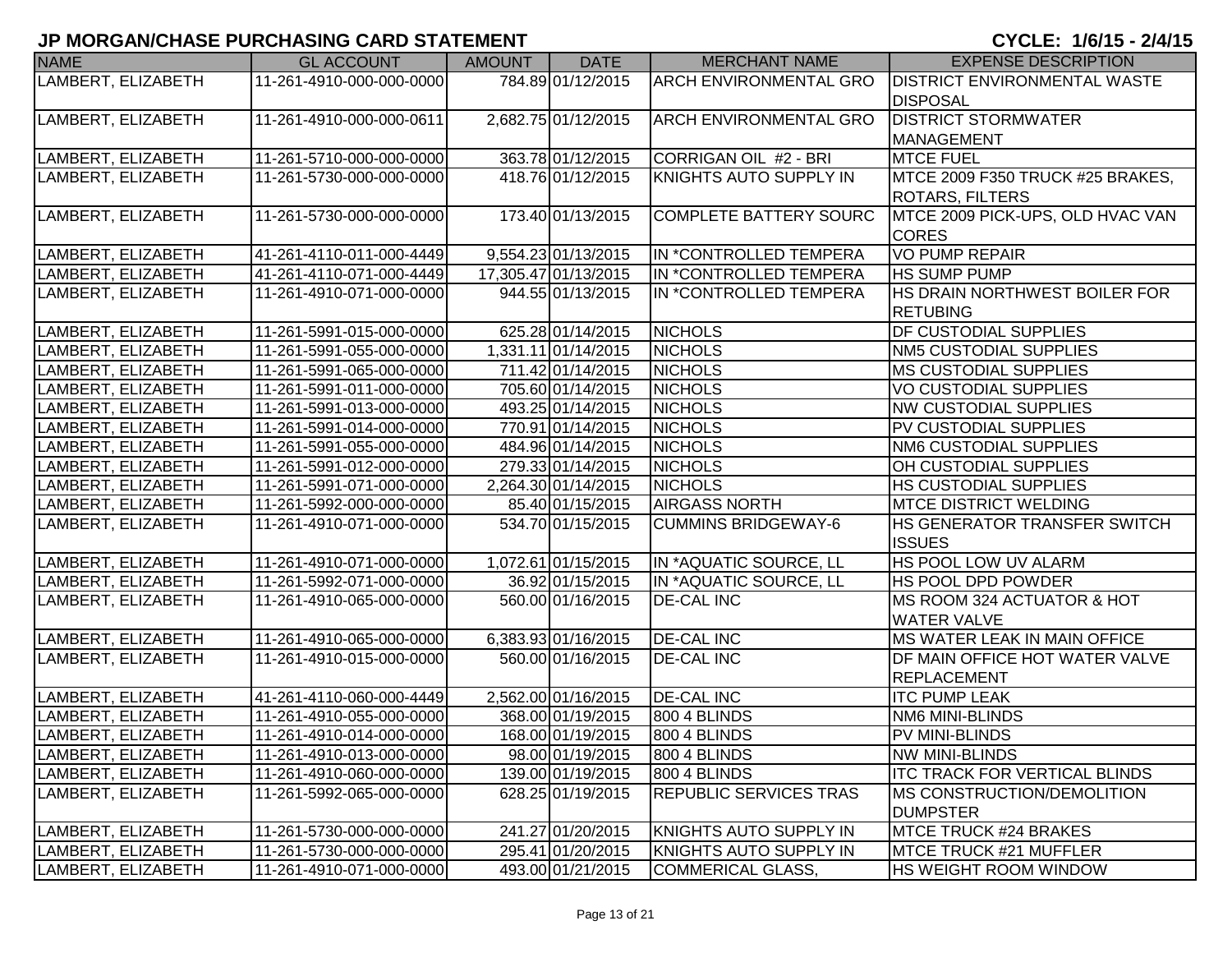# JP MORGAN/CHASE PURCHASING CARD STATEMENT

CYCLE: 1/6/15 - 2/4/15

| NAME | GL ACCOUNT | AMOUNT | DATE | MERCHANT NAME | EXPENSE DESCRIPTION |
|---|---|---|---|---|---|
| LAMBERT, ELIZABETH | 11-261-4910-000-000-0000 | 784.89 | 01/12/2015 | ARCH ENVIRONMENTAL GRO | DISTRICT ENVIRONMENTAL WASTE DISPOSAL |
| LAMBERT, ELIZABETH | 11-261-4910-000-000-0611 | 2,682.75 | 01/12/2015 | ARCH ENVIRONMENTAL GRO | DISTRICT STORMWATER MANAGEMENT |
| LAMBERT, ELIZABETH | 11-261-5710-000-000-0000 | 363.78 | 01/12/2015 | CORRIGAN OIL #2 - BRI | MTCE FUEL |
| LAMBERT, ELIZABETH | 11-261-5730-000-000-0000 | 418.76 | 01/12/2015 | KNIGHTS AUTO SUPPLY IN | MTCE 2009 F350 TRUCK #25 BRAKES, ROTARS, FILTERS |
| LAMBERT, ELIZABETH | 11-261-5730-000-000-0000 | 173.40 | 01/13/2015 | COMPLETE BATTERY SOURC | MTCE 2009 PICK-UPS, OLD HVAC VAN CORES |
| LAMBERT, ELIZABETH | 41-261-4110-011-000-4449 | 9,554.23 | 01/13/2015 | IN *CONTROLLED TEMPERA | VO PUMP REPAIR |
| LAMBERT, ELIZABETH | 41-261-4110-071-000-4449 | 17,305.47 | 01/13/2015 | IN *CONTROLLED TEMPERA | HS SUMP PUMP |
| LAMBERT, ELIZABETH | 11-261-4910-071-000-0000 | 944.55 | 01/13/2015 | IN *CONTROLLED TEMPERA | HS DRAIN NORTHWEST BOILER FOR RETUBING |
| LAMBERT, ELIZABETH | 11-261-5991-015-000-0000 | 625.28 | 01/14/2015 | NICHOLS | DF CUSTODIAL SUPPLIES |
| LAMBERT, ELIZABETH | 11-261-5991-055-000-0000 | 1,331.11 | 01/14/2015 | NICHOLS | NM5 CUSTODIAL SUPPLIES |
| LAMBERT, ELIZABETH | 11-261-5991-065-000-0000 | 711.42 | 01/14/2015 | NICHOLS | MS CUSTODIAL SUPPLIES |
| LAMBERT, ELIZABETH | 11-261-5991-011-000-0000 | 705.60 | 01/14/2015 | NICHOLS | VO CUSTODIAL SUPPLIES |
| LAMBERT, ELIZABETH | 11-261-5991-013-000-0000 | 493.25 | 01/14/2015 | NICHOLS | NW CUSTODIAL SUPPLIES |
| LAMBERT, ELIZABETH | 11-261-5991-014-000-0000 | 770.91 | 01/14/2015 | NICHOLS | PV CUSTODIAL SUPPLIES |
| LAMBERT, ELIZABETH | 11-261-5991-055-000-0000 | 484.96 | 01/14/2015 | NICHOLS | NM6 CUSTODIAL SUPPLIES |
| LAMBERT, ELIZABETH | 11-261-5991-012-000-0000 | 279.33 | 01/14/2015 | NICHOLS | OH CUSTODIAL SUPPLIES |
| LAMBERT, ELIZABETH | 11-261-5991-071-000-0000 | 2,264.30 | 01/14/2015 | NICHOLS | HS CUSTODIAL SUPPLIES |
| LAMBERT, ELIZABETH | 11-261-5992-000-000-0000 | 85.40 | 01/15/2015 | AIRGASS NORTH | MTCE DISTRICT WELDING |
| LAMBERT, ELIZABETH | 11-261-4910-071-000-0000 | 534.70 | 01/15/2015 | CUMMINS BRIDGEWAY-6 | HS GENERATOR TRANSFER SWITCH ISSUES |
| LAMBERT, ELIZABETH | 11-261-4910-071-000-0000 | 1,072.61 | 01/15/2015 | IN *AQUATIC SOURCE, LL | HS POOL LOW UV ALARM |
| LAMBERT, ELIZABETH | 11-261-5992-071-000-0000 | 36.92 | 01/15/2015 | IN *AQUATIC SOURCE, LL | HS POOL DPD POWDER |
| LAMBERT, ELIZABETH | 11-261-4910-065-000-0000 | 560.00 | 01/16/2015 | DE-CAL INC | MS ROOM 324 ACTUATOR & HOT WATER VALVE |
| LAMBERT, ELIZABETH | 11-261-4910-065-000-0000 | 6,383.93 | 01/16/2015 | DE-CAL INC | MS WATER LEAK IN MAIN OFFICE |
| LAMBERT, ELIZABETH | 11-261-4910-015-000-0000 | 560.00 | 01/16/2015 | DE-CAL INC | DF MAIN OFFICE HOT WATER VALVE REPLACEMENT |
| LAMBERT, ELIZABETH | 41-261-4110-060-000-4449 | 2,562.00 | 01/16/2015 | DE-CAL INC | ITC PUMP LEAK |
| LAMBERT, ELIZABETH | 11-261-4910-055-000-0000 | 368.00 | 01/19/2015 | 800 4 BLINDS | NM6 MINI-BLINDS |
| LAMBERT, ELIZABETH | 11-261-4910-014-000-0000 | 168.00 | 01/19/2015 | 800 4 BLINDS | PV MINI-BLINDS |
| LAMBERT, ELIZABETH | 11-261-4910-013-000-0000 | 98.00 | 01/19/2015 | 800 4 BLINDS | NW MINI-BLINDS |
| LAMBERT, ELIZABETH | 11-261-4910-060-000-0000 | 139.00 | 01/19/2015 | 800 4 BLINDS | ITC TRACK FOR VERTICAL BLINDS |
| LAMBERT, ELIZABETH | 11-261-5992-065-000-0000 | 628.25 | 01/19/2015 | REPUBLIC SERVICES TRAS | MS CONSTRUCTION/DEMOLITION DUMPSTER |
| LAMBERT, ELIZABETH | 11-261-5730-000-000-0000 | 241.27 | 01/20/2015 | KNIGHTS AUTO SUPPLY IN | MTCE TRUCK #24 BRAKES |
| LAMBERT, ELIZABETH | 11-261-5730-000-000-0000 | 295.41 | 01/20/2015 | KNIGHTS AUTO SUPPLY IN | MTCE TRUCK #21 MUFFLER |
| LAMBERT, ELIZABETH | 11-261-4910-071-000-0000 | 493.00 | 01/21/2015 | COMMERICAL GLASS, | HS WEIGHT ROOM WINDOW |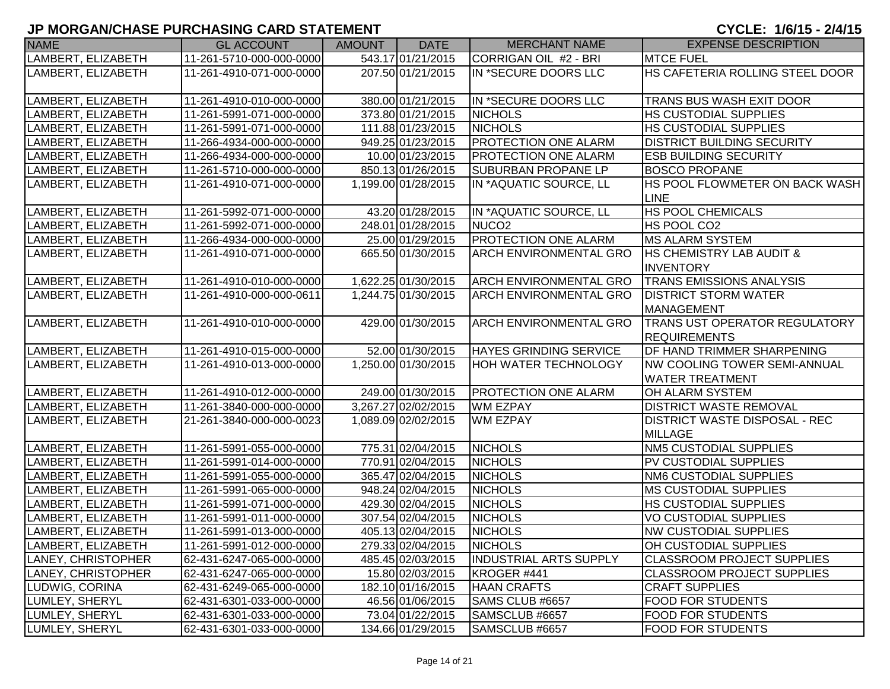# JP MORGAN/CHASE PURCHASING CARD STATEMENT

**CYCLE: 1/6/15 - 2/4/15**

| NAME | GL ACCOUNT | AMOUNT | DATE | MERCHANT NAME | EXPENSE DESCRIPTION |
|---|---|---|---|---|---|
| LAMBERT, ELIZABETH | 11-261-5710-000-000-0000 | 543.17 | 01/21/2015 | CORRIGAN OIL #2 - BRI | MTCE FUEL |
| LAMBERT, ELIZABETH | 11-261-4910-071-000-0000 | 207.50 | 01/21/2015 | IN *SECURE DOORS LLC | HS CAFETERIA ROLLING STEEL DOOR |
| LAMBERT, ELIZABETH | 11-261-4910-010-000-0000 | 380.00 | 01/21/2015 | IN *SECURE DOORS LLC | TRANS BUS WASH EXIT DOOR |
| LAMBERT, ELIZABETH | 11-261-5991-071-000-0000 | 373.80 | 01/21/2015 | NICHOLS | HS CUSTODIAL SUPPLIES |
| LAMBERT, ELIZABETH | 11-261-5991-071-000-0000 | 111.88 | 01/23/2015 | NICHOLS | HS CUSTODIAL SUPPLIES |
| LAMBERT, ELIZABETH | 11-266-4934-000-000-0000 | 949.25 | 01/23/2015 | PROTECTION ONE ALARM | DISTRICT BUILDING SECURITY |
| LAMBERT, ELIZABETH | 11-266-4934-000-000-0000 | 10.00 | 01/23/2015 | PROTECTION ONE ALARM | ESB BUILDING SECURITY |
| LAMBERT, ELIZABETH | 11-261-5710-000-000-0000 | 850.13 | 01/26/2015 | SUBURBAN PROPANE LP | BOSCO PROPANE |
| LAMBERT, ELIZABETH | 11-261-4910-071-000-0000 | 1,199.00 | 01/28/2015 | IN *AQUATIC SOURCE, LL | HS POOL FLOWMETER ON BACK WASH LINE |
| LAMBERT, ELIZABETH | 11-261-5992-071-000-0000 | 43.20 | 01/28/2015 | IN *AQUATIC SOURCE, LL | HS POOL CHEMICALS |
| LAMBERT, ELIZABETH | 11-261-5992-071-000-0000 | 248.01 | 01/28/2015 | NUCO2 | HS POOL CO2 |
| LAMBERT, ELIZABETH | 11-266-4934-000-000-0000 | 25.00 | 01/29/2015 | PROTECTION ONE ALARM | MS ALARM SYSTEM |
| LAMBERT, ELIZABETH | 11-261-4910-071-000-0000 | 665.50 | 01/30/2015 | ARCH ENVIRONMENTAL GRO | HS CHEMISTRY LAB AUDIT & INVENTORY |
| LAMBERT, ELIZABETH | 11-261-4910-010-000-0000 | 1,622.25 | 01/30/2015 | ARCH ENVIRONMENTAL GRO | TRANS EMISSIONS ANALYSIS |
| LAMBERT, ELIZABETH | 11-261-4910-000-000-0611 | 1,244.75 | 01/30/2015 | ARCH ENVIRONMENTAL GRO | DISTRICT STORM WATER MANAGEMENT |
| LAMBERT, ELIZABETH | 11-261-4910-010-000-0000 | 429.00 | 01/30/2015 | ARCH ENVIRONMENTAL GRO | TRANS UST OPERATOR REGULATORY REQUIREMENTS |
| LAMBERT, ELIZABETH | 11-261-4910-015-000-0000 | 52.00 | 01/30/2015 | HAYES GRINDING SERVICE | DF HAND TRIMMER SHARPENING |
| LAMBERT, ELIZABETH | 11-261-4910-013-000-0000 | 1,250.00 | 01/30/2015 | HOH WATER TECHNOLOGY | NW COOLING TOWER SEMI-ANNUAL WATER TREATMENT |
| LAMBERT, ELIZABETH | 11-261-4910-012-000-0000 | 249.00 | 01/30/2015 | PROTECTION ONE ALARM | OH ALARM SYSTEM |
| LAMBERT, ELIZABETH | 11-261-3840-000-000-0000 | 3,267.27 | 02/02/2015 | WM EZPAY | DISTRICT WASTE REMOVAL |
| LAMBERT, ELIZABETH | 21-261-3840-000-000-0023 | 1,089.09 | 02/02/2015 | WM EZPAY | DISTRICT WASTE DISPOSAL - REC MILLAGE |
| LAMBERT, ELIZABETH | 11-261-5991-055-000-0000 | 775.31 | 02/04/2015 | NICHOLS | NM5 CUSTODIAL SUPPLIES |
| LAMBERT, ELIZABETH | 11-261-5991-014-000-0000 | 770.91 | 02/04/2015 | NICHOLS | PV CUSTODIAL SUPPLIES |
| LAMBERT, ELIZABETH | 11-261-5991-055-000-0000 | 365.47 | 02/04/2015 | NICHOLS | NM6 CUSTODIAL SUPPLIES |
| LAMBERT, ELIZABETH | 11-261-5991-065-000-0000 | 948.24 | 02/04/2015 | NICHOLS | MS CUSTODIAL SUPPLIES |
| LAMBERT, ELIZABETH | 11-261-5991-071-000-0000 | 429.30 | 02/04/2015 | NICHOLS | HS CUSTODIAL SUPPLIES |
| LAMBERT, ELIZABETH | 11-261-5991-011-000-0000 | 307.54 | 02/04/2015 | NICHOLS | VO CUSTODIAL SUPPLIES |
| LAMBERT, ELIZABETH | 11-261-5991-013-000-0000 | 405.13 | 02/04/2015 | NICHOLS | NW CUSTODIAL SUPPLIES |
| LAMBERT, ELIZABETH | 11-261-5991-012-000-0000 | 279.33 | 02/04/2015 | NICHOLS | OH CUSTODIAL SUPPLIES |
| LANEY, CHRISTOPHER | 62-431-6247-065-000-0000 | 485.45 | 02/03/2015 | INDUSTRIAL ARTS SUPPLY | CLASSROOM PROJECT SUPPLIES |
| LANEY, CHRISTOPHER | 62-431-6247-065-000-0000 | 15.80 | 02/03/2015 | KROGER #441 | CLASSROOM PROJECT SUPPLIES |
| LUDWIG, CORINA | 62-431-6249-065-000-0000 | 182.10 | 01/16/2015 | HAAN CRAFTS | CRAFT SUPPLIES |
| LUMLEY, SHERYL | 62-431-6301-033-000-0000 | 46.56 | 01/06/2015 | SAMS CLUB #6657 | FOOD FOR STUDENTS |
| LUMLEY, SHERYL | 62-431-6301-033-000-0000 | 73.04 | 01/22/2015 | SAMSCLUB #6657 | FOOD FOR STUDENTS |
| LUMLEY, SHERYL | 62-431-6301-033-000-0000 | 134.66 | 01/29/2015 | SAMSCLUB #6657 | FOOD FOR STUDENTS |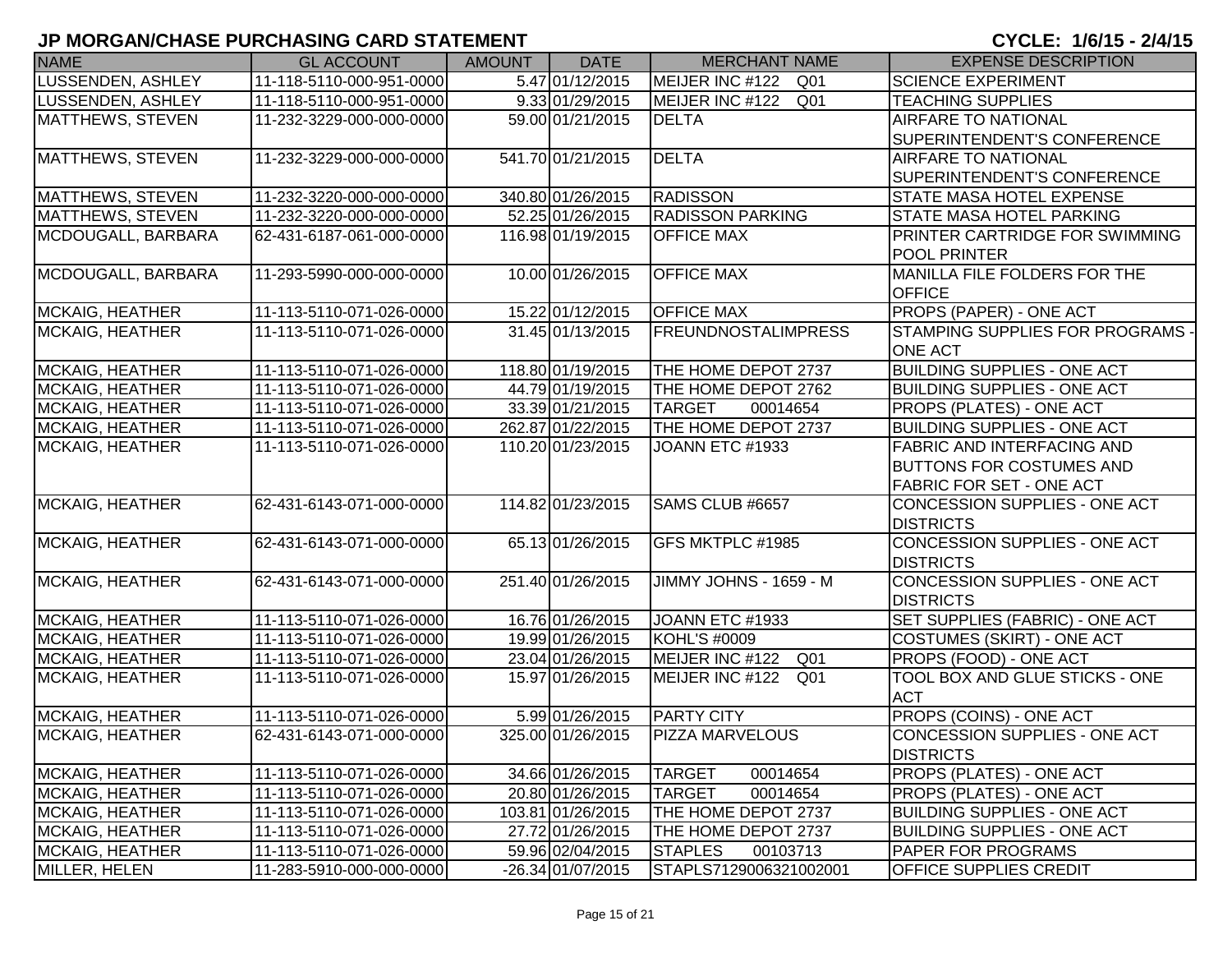# JP MORGAN/CHASE PURCHASING CARD STATEMENT

**CYCLE: 1/6/15 - 2/4/15**

| NAME | GL ACCOUNT | AMOUNT | DATE | MERCHANT NAME | EXPENSE DESCRIPTION |
|---|---|---|---|---|---|
| LUSSENDEN, ASHLEY | 11-118-5110-000-951-0000 | 5.47 | 01/12/2015 | MEIJER INC #122 Q01 | SCIENCE EXPERIMENT |
| LUSSENDEN, ASHLEY | 11-118-5110-000-951-0000 | 9.33 | 01/29/2015 | MEIJER INC #122 Q01 | TEACHING SUPPLIES |
| MATTHEWS, STEVEN | 11-232-3229-000-000-0000 | 59.00 | 01/21/2015 | DELTA | AIRFARE TO NATIONAL SUPERINTENDENT'S CONFERENCE |
| MATTHEWS, STEVEN | 11-232-3229-000-000-0000 | 541.70 | 01/21/2015 | DELTA | AIRFARE TO NATIONAL SUPERINTENDENT'S CONFERENCE |
| MATTHEWS, STEVEN | 11-232-3220-000-000-0000 | 340.80 | 01/26/2015 | RADISSON | STATE MASA HOTEL EXPENSE |
| MATTHEWS, STEVEN | 11-232-3220-000-000-0000 | 52.25 | 01/26/2015 | RADISSON PARKING | STATE MASA HOTEL PARKING |
| MCDOUGALL, BARBARA | 62-431-6187-061-000-0000 | 116.98 | 01/19/2015 | OFFICE MAX | PRINTER CARTRIDGE FOR SWIMMING POOL PRINTER |
| MCDOUGALL, BARBARA | 11-293-5990-000-000-0000 | 10.00 | 01/26/2015 | OFFICE MAX | MANILLA FILE FOLDERS FOR THE OFFICE |
| MCKAIG, HEATHER | 11-113-5110-071-026-0000 | 15.22 | 01/12/2015 | OFFICE MAX | PROPS (PAPER) - ONE ACT |
| MCKAIG, HEATHER | 11-113-5110-071-026-0000 | 31.45 | 01/13/2015 | FREUNDNOSTALIMPRESS | STAMPING SUPPLIES FOR PROGRAMS - ONE ACT |
| MCKAIG, HEATHER | 11-113-5110-071-026-0000 | 118.80 | 01/19/2015 | THE HOME DEPOT 2737 | BUILDING SUPPLIES - ONE ACT |
| MCKAIG, HEATHER | 11-113-5110-071-026-0000 | 44.79 | 01/19/2015 | THE HOME DEPOT 2762 | BUILDING SUPPLIES - ONE ACT |
| MCKAIG, HEATHER | 11-113-5110-071-026-0000 | 33.39 | 01/21/2015 | TARGET 00014654 | PROPS (PLATES) - ONE ACT |
| MCKAIG, HEATHER | 11-113-5110-071-026-0000 | 262.87 | 01/22/2015 | THE HOME DEPOT 2737 | BUILDING SUPPLIES - ONE ACT |
| MCKAIG, HEATHER | 11-113-5110-071-026-0000 | 110.20 | 01/23/2015 | JOANN ETC #1933 | FABRIC AND INTERFACING AND BUTTONS FOR COSTUMES AND FABRIC FOR SET - ONE ACT |
| MCKAIG, HEATHER | 62-431-6143-071-000-0000 | 114.82 | 01/23/2015 | SAMS CLUB #6657 | CONCESSION SUPPLIES - ONE ACT DISTRICTS |
| MCKAIG, HEATHER | 62-431-6143-071-000-0000 | 65.13 | 01/26/2015 | GFS MKTPLC #1985 | CONCESSION SUPPLIES - ONE ACT DISTRICTS |
| MCKAIG, HEATHER | 62-431-6143-071-000-0000 | 251.40 | 01/26/2015 | JIMMY JOHNS - 1659 - M | CONCESSION SUPPLIES - ONE ACT DISTRICTS |
| MCKAIG, HEATHER | 11-113-5110-071-026-0000 | 16.76 | 01/26/2015 | JOANN ETC #1933 | SET SUPPLIES (FABRIC) - ONE ACT |
| MCKAIG, HEATHER | 11-113-5110-071-026-0000 | 19.99 | 01/26/2015 | KOHL'S #0009 | COSTUMES (SKIRT) - ONE ACT |
| MCKAIG, HEATHER | 11-113-5110-071-026-0000 | 23.04 | 01/26/2015 | MEIJER INC #122 Q01 | PROPS (FOOD) - ONE ACT |
| MCKAIG, HEATHER | 11-113-5110-071-026-0000 | 15.97 | 01/26/2015 | MEIJER INC #122 Q01 | TOOL BOX AND GLUE STICKS - ONE ACT |
| MCKAIG, HEATHER | 11-113-5110-071-026-0000 | 5.99 | 01/26/2015 | PARTY CITY | PROPS (COINS) - ONE ACT |
| MCKAIG, HEATHER | 62-431-6143-071-000-0000 | 325.00 | 01/26/2015 | PIZZA MARVELOUS | CONCESSION SUPPLIES - ONE ACT DISTRICTS |
| MCKAIG, HEATHER | 11-113-5110-071-026-0000 | 34.66 | 01/26/2015 | TARGET 00014654 | PROPS (PLATES) - ONE ACT |
| MCKAIG, HEATHER | 11-113-5110-071-026-0000 | 20.80 | 01/26/2015 | TARGET 00014654 | PROPS (PLATES) - ONE ACT |
| MCKAIG, HEATHER | 11-113-5110-071-026-0000 | 103.81 | 01/26/2015 | THE HOME DEPOT 2737 | BUILDING SUPPLIES - ONE ACT |
| MCKAIG, HEATHER | 11-113-5110-071-026-0000 | 27.72 | 01/26/2015 | THE HOME DEPOT 2737 | BUILDING SUPPLIES - ONE ACT |
| MCKAIG, HEATHER | 11-113-5110-071-026-0000 | 59.96 | 02/04/2015 | STAPLES 00103713 | PAPER FOR PROGRAMS |
| MILLER, HELEN | 11-283-5910-000-000-0000 | -26.34 | 01/07/2015 | STAPLS7129006321002001 | OFFICE SUPPLIES CREDIT |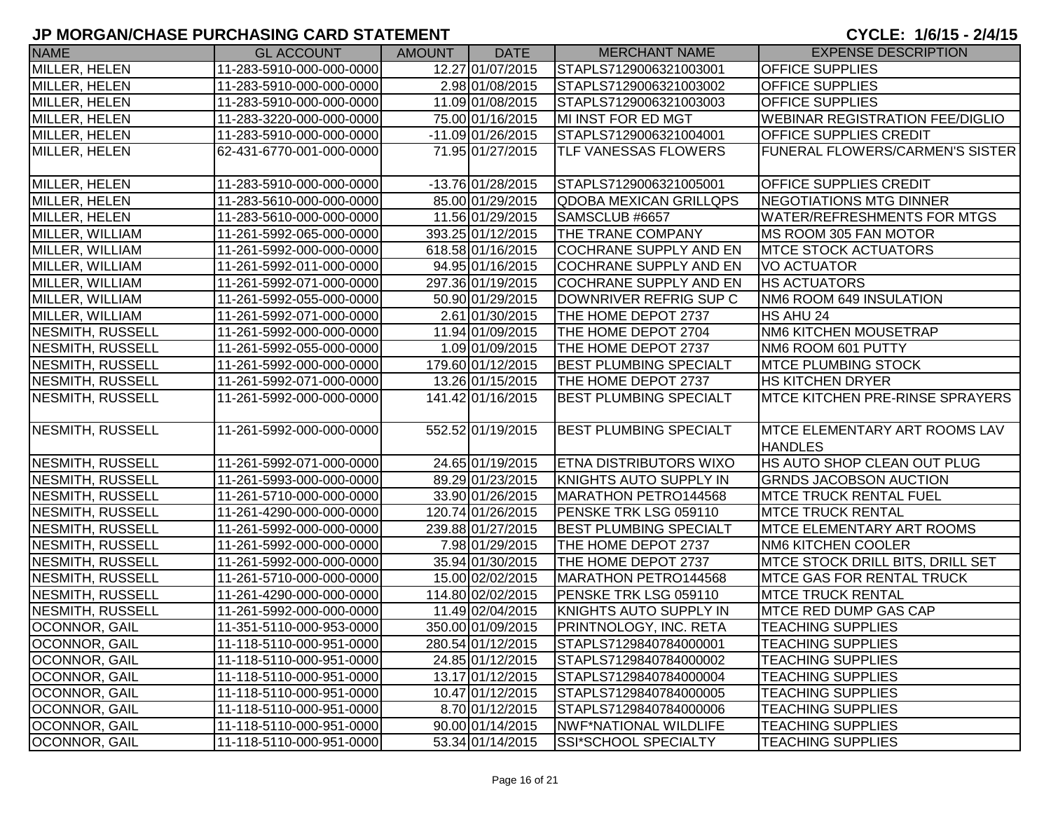## JP MORGAN/CHASE PURCHASING CARD STATEMENT

**CYCLE: 1/6/15 - 2/4/15**

| NAME | GL ACCOUNT | AMOUNT | DATE | MERCHANT NAME | EXPENSE DESCRIPTION |
|---|---|---|---|---|---|
| MILLER, HELEN | 11-283-5910-000-000-0000 | 12.27 | 01/07/2015 | STAPLS7129006321003001 | OFFICE SUPPLIES |
| MILLER, HELEN | 11-283-5910-000-000-0000 | 2.98 | 01/08/2015 | STAPLS7129006321003002 | OFFICE SUPPLIES |
| MILLER, HELEN | 11-283-5910-000-000-0000 | 11.09 | 01/08/2015 | STAPLS7129006321003003 | OFFICE SUPPLIES |
| MILLER, HELEN | 11-283-3220-000-000-0000 | 75.00 | 01/16/2015 | MI INST FOR ED MGT | WEBINAR REGISTRATION FEE/DIGLIO |
| MILLER, HELEN | 11-283-5910-000-000-0000 | -11.09 | 01/26/2015 | STAPLS7129006321004001 | OFFICE SUPPLIES CREDIT |
| MILLER, HELEN | 62-431-6770-001-000-0000 | 71.95 | 01/27/2015 | TLF VANESSAS FLOWERS | FUNERAL FLOWERS/CARMEN'S SISTER |
| MILLER, HELEN | 11-283-5910-000-000-0000 | -13.76 | 01/28/2015 | STAPLS7129006321005001 | OFFICE SUPPLIES CREDIT |
| MILLER, HELEN | 11-283-5610-000-000-0000 | 85.00 | 01/29/2015 | QDOBA MEXICAN GRILLQPS | NEGOTIATIONS MTG DINNER |
| MILLER, HELEN | 11-283-5610-000-000-0000 | 11.56 | 01/29/2015 | SAMSCLUB #6657 | WATER/REFRESHMENTS FOR MTGS |
| MILLER, WILLIAM | 11-261-5992-065-000-0000 | 393.25 | 01/12/2015 | THE TRANE COMPANY | MS ROOM 305 FAN MOTOR |
| MILLER, WILLIAM | 11-261-5992-000-000-0000 | 618.58 | 01/16/2015 | COCHRANE SUPPLY AND EN | MTCE STOCK ACTUATORS |
| MILLER, WILLIAM | 11-261-5992-011-000-0000 | 94.95 | 01/16/2015 | COCHRANE SUPPLY AND EN | VO ACTUATOR |
| MILLER, WILLIAM | 11-261-5992-071-000-0000 | 297.36 | 01/19/2015 | COCHRANE SUPPLY AND EN | HS ACTUATORS |
| MILLER, WILLIAM | 11-261-5992-055-000-0000 | 50.90 | 01/29/2015 | DOWNRIVER REFRIG SUP C | NM6 ROOM 649 INSULATION |
| MILLER, WILLIAM | 11-261-5992-071-000-0000 | 2.61 | 01/30/2015 | THE HOME DEPOT 2737 | HS AHU 24 |
| NESMITH, RUSSELL | 11-261-5992-000-000-0000 | 11.94 | 01/09/2015 | THE HOME DEPOT 2704 | NM6 KITCHEN MOUSETRAP |
| NESMITH, RUSSELL | 11-261-5992-055-000-0000 | 1.09 | 01/09/2015 | THE HOME DEPOT 2737 | NM6 ROOM 601 PUTTY |
| NESMITH, RUSSELL | 11-261-5992-000-000-0000 | 179.60 | 01/12/2015 | BEST PLUMBING SPECIALT | MTCE PLUMBING STOCK |
| NESMITH, RUSSELL | 11-261-5992-071-000-0000 | 13.26 | 01/15/2015 | THE HOME DEPOT 2737 | HS KITCHEN DRYER |
| NESMITH, RUSSELL | 11-261-5992-000-000-0000 | 141.42 | 01/16/2015 | BEST PLUMBING SPECIALT | MTCE KITCHEN PRE-RINSE SPRAYERS |
| NESMITH, RUSSELL | 11-261-5992-000-000-0000 | 552.52 | 01/19/2015 | BEST PLUMBING SPECIALT | MTCE ELEMENTARY ART ROOMS LAV HANDLES |
| NESMITH, RUSSELL | 11-261-5992-071-000-0000 | 24.65 | 01/19/2015 | ETNA DISTRIBUTORS WIXO | HS AUTO SHOP CLEAN OUT PLUG |
| NESMITH, RUSSELL | 11-261-5993-000-000-0000 | 89.29 | 01/23/2015 | KNIGHTS AUTO SUPPLY IN | GRNDS JACOBSON AUCTION |
| NESMITH, RUSSELL | 11-261-5710-000-000-0000 | 33.90 | 01/26/2015 | MARATHON PETRO144568 | MTCE TRUCK RENTAL FUEL |
| NESMITH, RUSSELL | 11-261-4290-000-000-0000 | 120.74 | 01/26/2015 | PENSKE TRK LSG 059110 | MTCE TRUCK RENTAL |
| NESMITH, RUSSELL | 11-261-5992-000-000-0000 | 239.88 | 01/27/2015 | BEST PLUMBING SPECIALT | MTCE ELEMENTARY ART ROOMS |
| NESMITH, RUSSELL | 11-261-5992-000-000-0000 | 7.98 | 01/29/2015 | THE HOME DEPOT 2737 | NM6 KITCHEN COOLER |
| NESMITH, RUSSELL | 11-261-5992-000-000-0000 | 35.94 | 01/30/2015 | THE HOME DEPOT 2737 | MTCE STOCK DRILL BITS, DRILL SET |
| NESMITH, RUSSELL | 11-261-5710-000-000-0000 | 15.00 | 02/02/2015 | MARATHON PETRO144568 | MTCE GAS FOR RENTAL TRUCK |
| NESMITH, RUSSELL | 11-261-4290-000-000-0000 | 114.80 | 02/02/2015 | PENSKE TRK LSG 059110 | MTCE TRUCK RENTAL |
| NESMITH, RUSSELL | 11-261-5992-000-000-0000 | 11.49 | 02/04/2015 | KNIGHTS AUTO SUPPLY IN | MTCE RED DUMP GAS CAP |
| OCONNOR, GAIL | 11-351-5110-000-953-0000 | 350.00 | 01/09/2015 | PRINTNOLOGY, INC. RETA | TEACHING SUPPLIES |
| OCONNOR, GAIL | 11-118-5110-000-951-0000 | 280.54 | 01/12/2015 | STAPLS7129840784000001 | TEACHING SUPPLIES |
| OCONNOR, GAIL | 11-118-5110-000-951-0000 | 24.85 | 01/12/2015 | STAPLS7129840784000002 | TEACHING SUPPLIES |
| OCONNOR, GAIL | 11-118-5110-000-951-0000 | 13.17 | 01/12/2015 | STAPLS7129840784000004 | TEACHING SUPPLIES |
| OCONNOR, GAIL | 11-118-5110-000-951-0000 | 10.47 | 01/12/2015 | STAPLS7129840784000005 | TEACHING SUPPLIES |
| OCONNOR, GAIL | 11-118-5110-000-951-0000 | 8.70 | 01/12/2015 | STAPLS7129840784000006 | TEACHING SUPPLIES |
| OCONNOR, GAIL | 11-118-5110-000-951-0000 | 90.00 | 01/14/2015 | NWF*NATIONAL WILDLIFE | TEACHING SUPPLIES |
| OCONNOR, GAIL | 11-118-5110-000-951-0000 | 53.34 | 01/14/2015 | SSI*SCHOOL SPECIALTY | TEACHING SUPPLIES |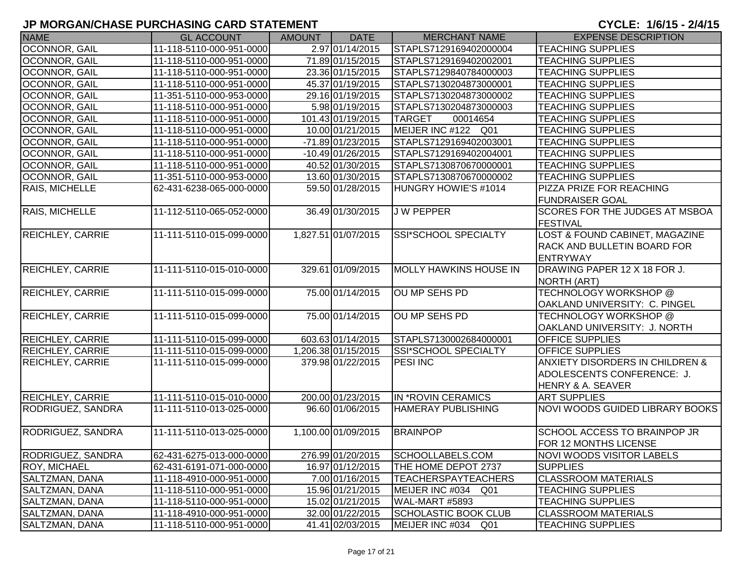# JP MORGAN/CHASE PURCHASING CARD STATEMENT

**CYCLE: 1/6/15 - 2/4/15**

| NAME | GL ACCOUNT | AMOUNT | DATE | MERCHANT NAME | EXPENSE DESCRIPTION |
|---|---|---|---|---|---|
| OCONNOR, GAIL | 11-118-5110-000-951-0000 | 2.97 | 01/14/2015 | STAPLS7129169402000004 | TEACHING SUPPLIES |
| OCONNOR, GAIL | 11-118-5110-000-951-0000 | 71.89 | 01/15/2015 | STAPLS7129169402002001 | TEACHING SUPPLIES |
| OCONNOR, GAIL | 11-118-5110-000-951-0000 | 23.36 | 01/15/2015 | STAPLS7129840784000003 | TEACHING SUPPLIES |
| OCONNOR, GAIL | 11-118-5110-000-951-0000 | 45.37 | 01/19/2015 | STAPLS7130204873000001 | TEACHING SUPPLIES |
| OCONNOR, GAIL | 11-351-5110-000-953-0000 | 29.16 | 01/19/2015 | STAPLS7130204873000002 | TEACHING SUPPLIES |
| OCONNOR, GAIL | 11-118-5110-000-951-0000 | 5.98 | 01/19/2015 | STAPLS7130204873000003 | TEACHING SUPPLIES |
| OCONNOR, GAIL | 11-118-5110-000-951-0000 | 101.43 | 01/19/2015 | TARGET 00014654 | TEACHING SUPPLIES |
| OCONNOR, GAIL | 11-118-5110-000-951-0000 | 10.00 | 01/21/2015 | MEIJER INC #122 Q01 | TEACHING SUPPLIES |
| OCONNOR, GAIL | 11-118-5110-000-951-0000 | -71.89 | 01/23/2015 | STAPLS7129169402003001 | TEACHING SUPPLIES |
| OCONNOR, GAIL | 11-118-5110-000-951-0000 | -10.49 | 01/26/2015 | STAPLS7129169402004001 | TEACHING SUPPLIES |
| OCONNOR, GAIL | 11-118-5110-000-951-0000 | 40.52 | 01/30/2015 | STAPLS7130870670000001 | TEACHING SUPPLIES |
| OCONNOR, GAIL | 11-351-5110-000-953-0000 | 13.60 | 01/30/2015 | STAPLS7130870670000002 | TEACHING SUPPLIES |
| RAIS, MICHELLE | 62-431-6238-065-000-0000 | 59.50 | 01/28/2015 | HUNGRY HOWIE'S #1014 | PIZZA PRIZE FOR REACHING FUNDRAISER GOAL |
| RAIS, MICHELLE | 11-112-5110-065-052-0000 | 36.49 | 01/30/2015 | J W PEPPER | SCORES FOR THE JUDGES AT MSBOA FESTIVAL |
| REICHLEY, CARRIE | 11-111-5110-015-099-0000 | 1,827.51 | 01/07/2015 | SSI*SCHOOL SPECIALTY | LOST & FOUND CABINET, MAGAZINE RACK AND BULLETIN BOARD FOR ENTRYWAY |
| REICHLEY, CARRIE | 11-111-5110-015-010-0000 | 329.61 | 01/09/2015 | MOLLY HAWKINS HOUSE IN | DRAWING PAPER 12 X 18 FOR J. NORTH (ART) |
| REICHLEY, CARRIE | 11-111-5110-015-099-0000 | 75.00 | 01/14/2015 | OU MP SEHS PD | TECHNOLOGY WORKSHOP @ OAKLAND UNIVERSITY: C. PINGEL |
| REICHLEY, CARRIE | 11-111-5110-015-099-0000 | 75.00 | 01/14/2015 | OU MP SEHS PD | TECHNOLOGY WORKSHOP @ OAKLAND UNIVERSITY: J. NORTH |
| REICHLEY, CARRIE | 11-111-5110-015-099-0000 | 603.63 | 01/14/2015 | STAPLS7130002684000001 | OFFICE SUPPLIES |
| REICHLEY, CARRIE | 11-111-5110-015-099-0000 | 1,206.38 | 01/15/2015 | SSI*SCHOOL SPECIALTY | OFFICE SUPPLIES |
| REICHLEY, CARRIE | 11-111-5110-015-099-0000 | 379.98 | 01/22/2015 | PESI INC | ANXIETY DISORDERS IN CHILDREN & ADOLESCENTS CONFERENCE: J. HENRY & A. SEAVER |
| REICHLEY, CARRIE | 11-111-5110-015-010-0000 | 200.00 | 01/23/2015 | IN *ROVIN CERAMICS | ART SUPPLIES |
| RODRIGUEZ, SANDRA | 11-111-5110-013-025-0000 | 96.60 | 01/06/2015 | HAMERAY PUBLISHING | NOVI WOODS GUIDED LIBRARY BOOKS |
| RODRIGUEZ, SANDRA | 11-111-5110-013-025-0000 | 1,100.00 | 01/09/2015 | BRAINPOP | SCHOOL ACCESS TO BRAINPOP JR FOR 12 MONTHS LICENSE |
| RODRIGUEZ, SANDRA | 62-431-6275-013-000-0000 | 276.99 | 01/20/2015 | SCHOOLLABELS.COM | NOVI WOODS VISITOR LABELS |
| ROY, MICHAEL | 62-431-6191-071-000-0000 | 16.97 | 01/12/2015 | THE HOME DEPOT 2737 | SUPPLIES |
| SALTZMAN, DANA | 11-118-4910-000-951-0000 | 7.00 | 01/16/2015 | TEACHERSPAYTEACHERS | CLASSROOM MATERIALS |
| SALTZMAN, DANA | 11-118-5110-000-951-0000 | 15.96 | 01/21/2015 | MEIJER INC #034 Q01 | TEACHING SUPPLIES |
| SALTZMAN, DANA | 11-118-5110-000-951-0000 | 15.02 | 01/21/2015 | WAL-MART #5893 | TEACHING SUPPLIES |
| SALTZMAN, DANA | 11-118-4910-000-951-0000 | 32.00 | 01/22/2015 | SCHOLASTIC BOOK CLUB | CLASSROOM MATERIALS |
| SALTZMAN, DANA | 11-118-5110-000-951-0000 | 41.41 | 02/03/2015 | MEIJER INC #034 Q01 | TEACHING SUPPLIES |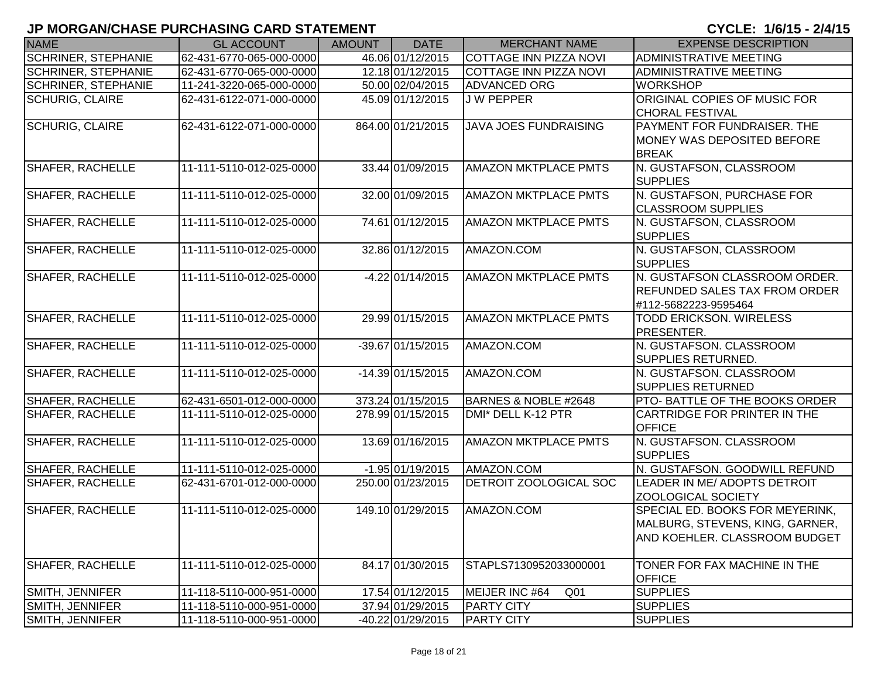## JP MORGAN/CHASE PURCHASING CARD STATEMENT

**CYCLE: 1/6/15 - 2/4/15**

| NAME | GL ACCOUNT | AMOUNT | DATE | MERCHANT NAME | EXPENSE DESCRIPTION |
|---|---|---|---|---|---|
| SCHRINER, STEPHANIE | 62-431-6770-065-000-0000 | 46.06 | 01/12/2015 | COTTAGE INN PIZZA NOVI | ADMINISTRATIVE MEETING |
| SCHRINER, STEPHANIE | 62-431-6770-065-000-0000 | 12.18 | 01/12/2015 | COTTAGE INN PIZZA NOVI | ADMINISTRATIVE MEETING |
| SCHRINER, STEPHANIE | 11-241-3220-065-000-0000 | 50.00 | 02/04/2015 | ADVANCED ORG | WORKSHOP |
| SCHURIG, CLAIRE | 62-431-6122-071-000-0000 | 45.09 | 01/12/2015 | J W PEPPER | ORIGINAL COPIES OF MUSIC FOR CHORAL FESTIVAL |
| SCHURIG, CLAIRE | 62-431-6122-071-000-0000 | 864.00 | 01/21/2015 | JAVA JOES FUNDRAISING | PAYMENT FOR FUNDRAISER. THE MONEY WAS DEPOSITED BEFORE BREAK |
| SHAFER, RACHELLE | 11-111-5110-012-025-0000 | 33.44 | 01/09/2015 | AMAZON MKTPLACE PMTS | N. GUSTAFSON, CLASSROOM SUPPLIES |
| SHAFER, RACHELLE | 11-111-5110-012-025-0000 | 32.00 | 01/09/2015 | AMAZON MKTPLACE PMTS | N. GUSTAFSON, PURCHASE FOR CLASSROOM SUPPLIES |
| SHAFER, RACHELLE | 11-111-5110-012-025-0000 | 74.61 | 01/12/2015 | AMAZON MKTPLACE PMTS | N. GUSTAFSON, CLASSROOM SUPPLIES |
| SHAFER, RACHELLE | 11-111-5110-012-025-0000 | 32.86 | 01/12/2015 | AMAZON.COM | N. GUSTAFSON, CLASSROOM SUPPLIES |
| SHAFER, RACHELLE | 11-111-5110-012-025-0000 | -4.22 | 01/14/2015 | AMAZON MKTPLACE PMTS | N. GUSTAFSON CLASSROOM ORDER. REFUNDED SALES TAX FROM ORDER #112-5682223-9595464 |
| SHAFER, RACHELLE | 11-111-5110-012-025-0000 | 29.99 | 01/15/2015 | AMAZON MKTPLACE PMTS | TODD ERICKSON. WIRELESS PRESENTER. |
| SHAFER, RACHELLE | 11-111-5110-012-025-0000 | -39.67 | 01/15/2015 | AMAZON.COM | N. GUSTAFSON. CLASSROOM SUPPLIES RETURNED. |
| SHAFER, RACHELLE | 11-111-5110-012-025-0000 | -14.39 | 01/15/2015 | AMAZON.COM | N. GUSTAFSON. CLASSROOM SUPPLIES RETURNED |
| SHAFER, RACHELLE | 62-431-6501-012-000-0000 | 373.24 | 01/15/2015 | BARNES & NOBLE #2648 | PTO- BATTLE OF THE BOOKS ORDER |
| SHAFER, RACHELLE | 11-111-5110-012-025-0000 | 278.99 | 01/15/2015 | DMI* DELL K-12 PTR | CARTRIDGE FOR PRINTER IN THE OFFICE |
| SHAFER, RACHELLE | 11-111-5110-012-025-0000 | 13.69 | 01/16/2015 | AMAZON MKTPLACE PMTS | N. GUSTAFSON. CLASSROOM SUPPLIES |
| SHAFER, RACHELLE | 11-111-5110-012-025-0000 | -1.95 | 01/19/2015 | AMAZON.COM | N. GUSTAFSON. GOODWILL REFUND |
| SHAFER, RACHELLE | 62-431-6701-012-000-0000 | 250.00 | 01/23/2015 | DETROIT ZOOLOGICAL SOC | LEADER IN ME/ ADOPTS DETROIT ZOOLOGICAL SOCIETY |
| SHAFER, RACHELLE | 11-111-5110-012-025-0000 | 149.10 | 01/29/2015 | AMAZON.COM | SPECIAL ED. BOOKS FOR MEYERINK, MALBURG, STEVENS, KING, GARNER, AND KOEHLER. CLASSROOM BUDGET |
| SHAFER, RACHELLE | 11-111-5110-012-025-0000 | 84.17 | 01/30/2015 | STAPLS7130952033000001 | TONER FOR FAX MACHINE IN THE OFFICE |
| SMITH, JENNIFER | 11-118-5110-000-951-0000 | 17.54 | 01/12/2015 | MEIJER INC #64 Q01 | SUPPLIES |
| SMITH, JENNIFER | 11-118-5110-000-951-0000 | 37.94 | 01/29/2015 | PARTY CITY | SUPPLIES |
| SMITH, JENNIFER | 11-118-5110-000-951-0000 | -40.22 | 01/29/2015 | PARTY CITY | SUPPLIES |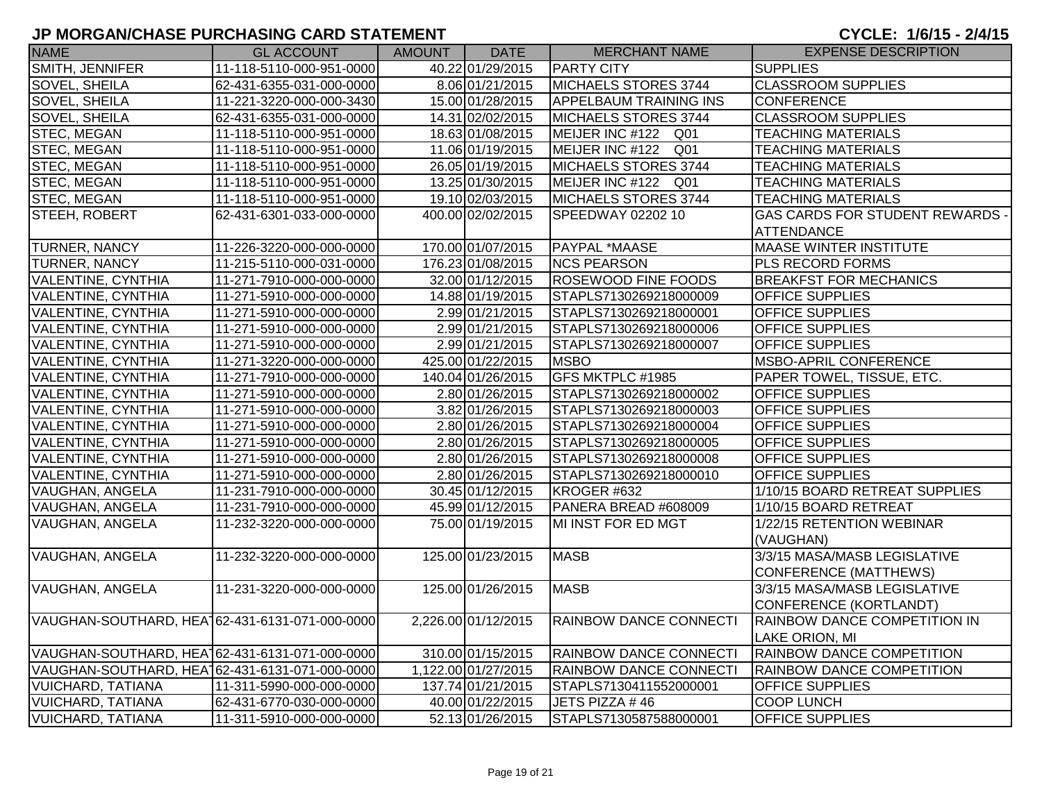## JP MORGAN/CHASE PURCHASING CARD STATEMENT

**CYCLE: 1/6/15 - 2/4/15**

| NAME | GL ACCOUNT | AMOUNT | DATE | MERCHANT NAME | EXPENSE DESCRIPTION |
|---|---|---|---|---|---|
| SMITH, JENNIFER | 11-118-5110-000-951-0000 | 40.22 | 01/29/2015 | PARTY CITY | SUPPLIES |
| SOVEL, SHEILA | 62-431-6355-031-000-0000 | 8.06 | 01/21/2015 | MICHAELS STORES 3744 | CLASSROOM SUPPLIES |
| SOVEL, SHEILA | 11-221-3220-000-000-3430 | 15.00 | 01/28/2015 | APPELBAUM TRAINING INS | CONFERENCE |
| SOVEL, SHEILA | 62-431-6355-031-000-0000 | 14.31 | 02/02/2015 | MICHAELS STORES 3744 | CLASSROOM SUPPLIES |
| STEC, MEGAN | 11-118-5110-000-951-0000 | 18.63 | 01/08/2015 | MEIJER INC #122 Q01 | TEACHING MATERIALS |
| STEC, MEGAN | 11-118-5110-000-951-0000 | 11.06 | 01/19/2015 | MEIJER INC #122 Q01 | TEACHING MATERIALS |
| STEC, MEGAN | 11-118-5110-000-951-0000 | 26.05 | 01/19/2015 | MICHAELS STORES 3744 | TEACHING MATERIALS |
| STEC, MEGAN | 11-118-5110-000-951-0000 | 13.25 | 01/30/2015 | MEIJER INC #122 Q01 | TEACHING MATERIALS |
| STEC, MEGAN | 11-118-5110-000-951-0000 | 19.10 | 02/03/2015 | MICHAELS STORES 3744 | TEACHING MATERIALS |
| STEEH, ROBERT | 62-431-6301-033-000-0000 | 400.00 | 02/02/2015 | SPEEDWAY 02202 10 | GAS CARDS FOR STUDENT REWARDS - ATTENDANCE |
| TURNER, NANCY | 11-226-3220-000-000-0000 | 170.00 | 01/07/2015 | PAYPAL *MAASE | MAASE WINTER INSTITUTE |
| TURNER, NANCY | 11-215-5110-000-031-0000 | 176.23 | 01/08/2015 | NCS PEARSON | PLS RECORD FORMS |
| VALENTINE, CYNTHIA | 11-271-7910-000-000-0000 | 32.00 | 01/12/2015 | ROSEWOOD FINE FOODS | BREAKFST FOR MECHANICS |
| VALENTINE, CYNTHIA | 11-271-5910-000-000-0000 | 14.88 | 01/19/2015 | STAPLS7130269218000009 | OFFICE SUPPLIES |
| VALENTINE, CYNTHIA | 11-271-5910-000-000-0000 | 2.99 | 01/21/2015 | STAPLS7130269218000001 | OFFICE SUPPLIES |
| VALENTINE, CYNTHIA | 11-271-5910-000-000-0000 | 2.99 | 01/21/2015 | STAPLS7130269218000006 | OFFICE SUPPLIES |
| VALENTINE, CYNTHIA | 11-271-5910-000-000-0000 | 2.99 | 01/21/2015 | STAPLS7130269218000007 | OFFICE SUPPLIES |
| VALENTINE, CYNTHIA | 11-271-3220-000-000-0000 | 425.00 | 01/22/2015 | MSBO | MSBO-APRIL CONFERENCE |
| VALENTINE, CYNTHIA | 11-271-7910-000-000-0000 | 140.04 | 01/26/2015 | GFS MKTPLC #1985 | PAPER TOWEL, TISSUE, ETC. |
| VALENTINE, CYNTHIA | 11-271-5910-000-000-0000 | 2.80 | 01/26/2015 | STAPLS7130269218000002 | OFFICE SUPPLIES |
| VALENTINE, CYNTHIA | 11-271-5910-000-000-0000 | 3.82 | 01/26/2015 | STAPLS7130269218000003 | OFFICE SUPPLIES |
| VALENTINE, CYNTHIA | 11-271-5910-000-000-0000 | 2.80 | 01/26/2015 | STAPLS7130269218000004 | OFFICE SUPPLIES |
| VALENTINE, CYNTHIA | 11-271-5910-000-000-0000 | 2.80 | 01/26/2015 | STAPLS7130269218000005 | OFFICE SUPPLIES |
| VALENTINE, CYNTHIA | 11-271-5910-000-000-0000 | 2.80 | 01/26/2015 | STAPLS7130269218000008 | OFFICE SUPPLIES |
| VALENTINE, CYNTHIA | 11-271-5910-000-000-0000 | 2.80 | 01/26/2015 | STAPLS7130269218000010 | OFFICE SUPPLIES |
| VAUGHAN, ANGELA | 11-231-7910-000-000-0000 | 30.45 | 01/12/2015 | KROGER #632 | 1/10/15 BOARD RETREAT SUPPLIES |
| VAUGHAN, ANGELA | 11-231-7910-000-000-0000 | 45.99 | 01/12/2015 | PANERA BREAD #608009 | 1/10/15 BOARD RETREAT |
| VAUGHAN, ANGELA | 11-232-3220-000-000-0000 | 75.00 | 01/19/2015 | MI INST FOR ED MGT | 1/22/15 RETENTION WEBINAR (VAUGHAN) |
| VAUGHAN, ANGELA | 11-232-3220-000-000-0000 | 125.00 | 01/23/2015 | MASB | 3/3/15 MASA/MASB LEGISLATIVE CONFERENCE (MATTHEWS) |
| VAUGHAN, ANGELA | 11-231-3220-000-000-0000 | 125.00 | 01/26/2015 | MASB | 3/3/15 MASA/MASB LEGISLATIVE CONFERENCE (KORTLANDT) |
| VAUGHAN-SOUTHARD, HEA | 62-431-6131-071-000-0000 | 2,226.00 | 01/12/2015 | RAINBOW DANCE CONNECTI | RAINBOW DANCE COMPETITION IN LAKE ORION, MI |
| VAUGHAN-SOUTHARD, HEA | 62-431-6131-071-000-0000 | 310.00 | 01/15/2015 | RAINBOW DANCE CONNECTI | RAINBOW DANCE COMPETITION |
| VAUGHAN-SOUTHARD, HEA | 62-431-6131-071-000-0000 | 1,122.00 | 01/27/2015 | RAINBOW DANCE CONNECTI | RAINBOW DANCE COMPETITION |
| VUICHARD, TATIANA | 11-311-5990-000-000-0000 | 137.74 | 01/21/2015 | STAPLS7130411552000001 | OFFICE SUPPLIES |
| VUICHARD, TATIANA | 62-431-6770-030-000-0000 | 40.00 | 01/22/2015 | JETS PIZZA # 46 | COOP LUNCH |
| VUICHARD, TATIANA | 11-311-5910-000-000-0000 | 52.13 | 01/26/2015 | STAPLS7130587588000001 | OFFICE SUPPLIES |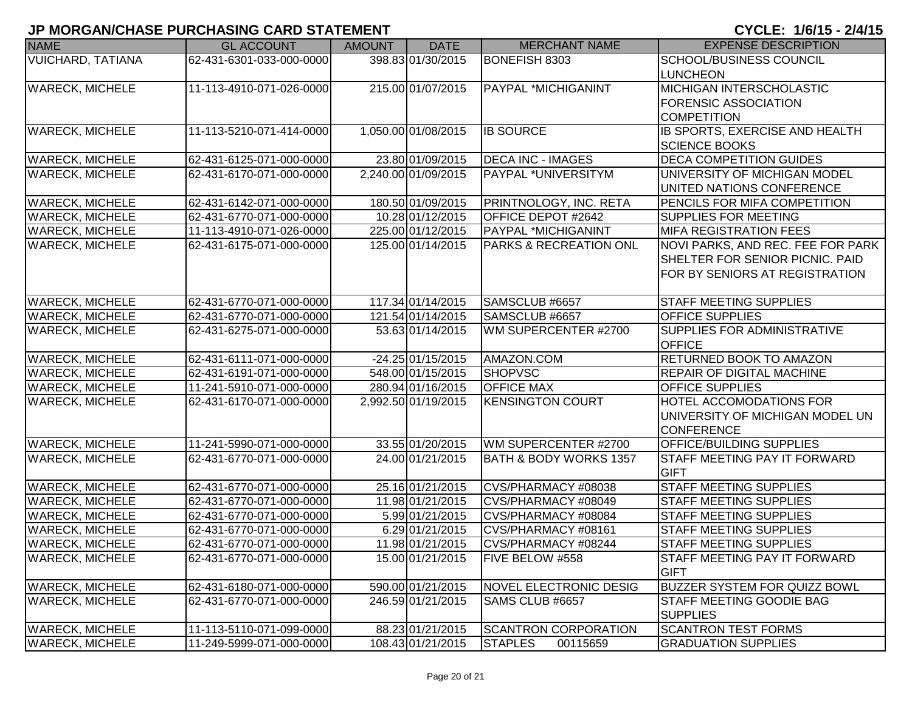# JP MORGAN/CHASE PURCHASING CARD STATEMENT

**CYCLE: 1/6/15 - 2/4/15**

| NAME | GL ACCOUNT | AMOUNT | DATE | MERCHANT NAME | EXPENSE DESCRIPTION |
|---|---|---|---|---|---|
| VUICHARD, TATIANA | 62-431-6301-033-000-0000 | 398.83 | 01/30/2015 | BONEFISH 8303 | SCHOOL/BUSINESS COUNCIL LUNCHEON |
| WARECK, MICHELE | 11-113-4910-071-026-0000 | 215.00 | 01/07/2015 | PAYPAL *MICHIGANINT | MICHIGAN INTERSCHOLASTIC FORENSIC ASSOCIATION COMPETITION |
| WARECK, MICHELE | 11-113-5210-071-414-0000 | 1,050.00 | 01/08/2015 | IB SOURCE | IB SPORTS, EXERCISE AND HEALTH SCIENCE BOOKS |
| WARECK, MICHELE | 62-431-6125-071-000-0000 | 23.80 | 01/09/2015 | DECA INC - IMAGES | DECA COMPETITION GUIDES |
| WARECK, MICHELE | 62-431-6170-071-000-0000 | 2,240.00 | 01/09/2015 | PAYPAL *UNIVERSITYM | UNIVERSITY OF MICHIGAN MODEL UNITED NATIONS CONFERENCE |
| WARECK, MICHELE | 62-431-6142-071-000-0000 | 180.50 | 01/09/2015 | PRINTNOLOGY, INC. RETA | PENCILS FOR MIFA COMPETITION |
| WARECK, MICHELE | 62-431-6770-071-000-0000 | 10.28 | 01/12/2015 | OFFICE DEPOT #2642 | SUPPLIES FOR MEETING |
| WARECK, MICHELE | 11-113-4910-071-026-0000 | 225.00 | 01/12/2015 | PAYPAL *MICHIGANINT | MIFA REGISTRATION FEES |
| WARECK, MICHELE | 62-431-6175-071-000-0000 | 125.00 | 01/14/2015 | PARKS & RECREATION ONL | NOVI PARKS, AND REC. FEE FOR PARK SHELTER FOR SENIOR PICNIC. PAID FOR BY SENIORS AT REGISTRATION |
| WARECK, MICHELE | 62-431-6770-071-000-0000 | 117.34 | 01/14/2015 | SAMSCLUB #6657 | STAFF MEETING SUPPLIES |
| WARECK, MICHELE | 62-431-6770-071-000-0000 | 121.54 | 01/14/2015 | SAMSCLUB #6657 | OFFICE SUPPLIES |
| WARECK, MICHELE | 62-431-6275-071-000-0000 | 53.63 | 01/14/2015 | WM SUPERCENTER #2700 | SUPPLIES FOR ADMINISTRATIVE OFFICE |
| WARECK, MICHELE | 62-431-6111-071-000-0000 | -24.25 | 01/15/2015 | AMAZON.COM | RETURNED BOOK TO AMAZON |
| WARECK, MICHELE | 62-431-6191-071-000-0000 | 548.00 | 01/15/2015 | SHOPVSC | REPAIR OF DIGITAL MACHINE |
| WARECK, MICHELE | 11-241-5910-071-000-0000 | 280.94 | 01/16/2015 | OFFICE MAX | OFFICE SUPPLIES |
| WARECK, MICHELE | 62-431-6170-071-000-0000 | 2,992.50 | 01/19/2015 | KENSINGTON COURT | HOTEL ACCOMODATIONS FOR UNIVERSITY OF MICHIGAN MODEL UN CONFERENCE |
| WARECK, MICHELE | 11-241-5990-071-000-0000 | 33.55 | 01/20/2015 | WM SUPERCENTER #2700 | OFFICE/BUILDING SUPPLIES |
| WARECK, MICHELE | 62-431-6770-071-000-0000 | 24.00 | 01/21/2015 | BATH & BODY WORKS 1357 | STAFF MEETING PAY IT FORWARD GIFT |
| WARECK, MICHELE | 62-431-6770-071-000-0000 | 25.16 | 01/21/2015 | CVS/PHARMACY #08038 | STAFF MEETING SUPPLIES |
| WARECK, MICHELE | 62-431-6770-071-000-0000 | 11.98 | 01/21/2015 | CVS/PHARMACY #08049 | STAFF MEETING SUPPLIES |
| WARECK, MICHELE | 62-431-6770-071-000-0000 | 5.99 | 01/21/2015 | CVS/PHARMACY #08084 | STAFF MEETING SUPPLIES |
| WARECK, MICHELE | 62-431-6770-071-000-0000 | 6.29 | 01/21/2015 | CVS/PHARMACY #08161 | STAFF MEETING SUPPLIES |
| WARECK, MICHELE | 62-431-6770-071-000-0000 | 11.98 | 01/21/2015 | CVS/PHARMACY #08244 | STAFF MEETING SUPPLIES |
| WARECK, MICHELE | 62-431-6770-071-000-0000 | 15.00 | 01/21/2015 | FIVE BELOW #558 | STAFF MEETING PAY IT FORWARD GIFT |
| WARECK, MICHELE | 62-431-6180-071-000-0000 | 590.00 | 01/21/2015 | NOVEL ELECTRONIC DESIG | BUZZER SYSTEM FOR QUIZZ BOWL |
| WARECK, MICHELE | 62-431-6770-071-000-0000 | 246.59 | 01/21/2015 | SAMS CLUB #6657 | STAFF MEETING GOODIE BAG SUPPLIES |
| WARECK, MICHELE | 11-113-5110-071-099-0000 | 88.23 | 01/21/2015 | SCANTRON CORPORATION | SCANTRON TEST FORMS |
| WARECK, MICHELE | 11-249-5999-071-000-0000 | 108.43 | 01/21/2015 | STAPLES 00115659 | GRADUATION SUPPLIES |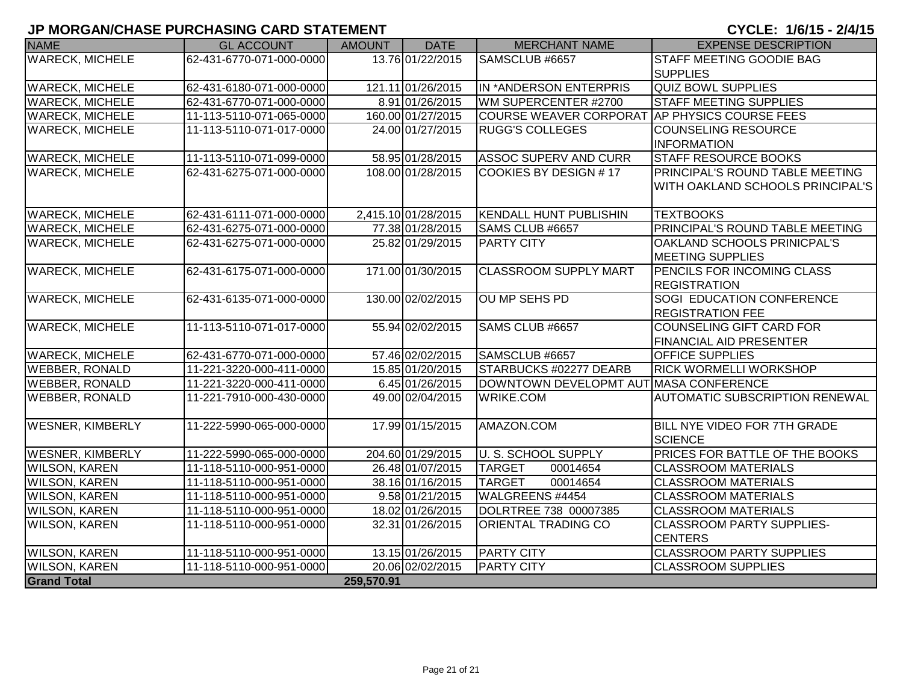## JP MORGAN/CHASE PURCHASING CARD STATEMENT

**CYCLE: 1/6/15 - 2/4/15**

| NAME | GL ACCOUNT | AMOUNT | DATE | MERCHANT NAME | EXPENSE DESCRIPTION |
|---|---|---|---|---|---|
| WARECK, MICHELE | 62-431-6770-071-000-0000 | 13.76 | 01/22/2015 | SAMSCLUB #6657 | STAFF MEETING GOODIE BAG SUPPLIES |
| WARECK, MICHELE | 62-431-6180-071-000-0000 | 121.11 | 01/26/2015 | IN *ANDERSON ENTERPRIS | QUIZ BOWL SUPPLIES |
| WARECK, MICHELE | 62-431-6770-071-000-0000 | 8.91 | 01/26/2015 | WM SUPERCENTER #2700 | STAFF MEETING SUPPLIES |
| WARECK, MICHELE | 11-113-5110-071-065-0000 | 160.00 | 01/27/2015 | COURSE WEAVER CORPORAT | AP PHYSICS COURSE FEES |
| WARECK, MICHELE | 11-113-5110-071-017-0000 | 24.00 | 01/27/2015 | RUGG'S COLLEGES | COUNSELING RESOURCE INFORMATION |
| WARECK, MICHELE | 11-113-5110-071-099-0000 | 58.95 | 01/28/2015 | ASSOC SUPERV AND CURR | STAFF RESOURCE BOOKS |
| WARECK, MICHELE | 62-431-6275-071-000-0000 | 108.00 | 01/28/2015 | COOKIES BY DESIGN # 17 | PRINCIPAL'S ROUND TABLE MEETING WITH OAKLAND SCHOOLS PRINCIPAL'S |
| WARECK, MICHELE | 62-431-6111-071-000-0000 | 2,415.10 | 01/28/2015 | KENDALL HUNT PUBLISHIN | TEXTBOOKS |
| WARECK, MICHELE | 62-431-6275-071-000-0000 | 77.38 | 01/28/2015 | SAMS CLUB #6657 | PRINCIPAL'S ROUND TABLE MEETING |
| WARECK, MICHELE | 62-431-6275-071-000-0000 | 25.82 | 01/29/2015 | PARTY CITY | OAKLAND SCHOOLS PRINICPAL'S MEETING SUPPLIES |
| WARECK, MICHELE | 62-431-6175-071-000-0000 | 171.00 | 01/30/2015 | CLASSROOM SUPPLY MART | PENCILS FOR INCOMING CLASS REGISTRATION |
| WARECK, MICHELE | 62-431-6135-071-000-0000 | 130.00 | 02/02/2015 | OU MP SEHS PD | SOGI EDUCATION CONFERENCE REGISTRATION FEE |
| WARECK, MICHELE | 11-113-5110-071-017-0000 | 55.94 | 02/02/2015 | SAMS CLUB #6657 | COUNSELING GIFT CARD FOR FINANCIAL AID PRESENTER |
| WARECK, MICHELE | 62-431-6770-071-000-0000 | 57.46 | 02/02/2015 | SAMSCLUB #6657 | OFFICE SUPPLIES |
| WEBBER, RONALD | 11-221-3220-000-411-0000 | 15.85 | 01/20/2015 | STARBUCKS #02277 DEARB | RICK WORMELLI WORKSHOP |
| WEBBER, RONALD | 11-221-3220-000-411-0000 | 6.45 | 01/26/2015 | DOWNTOWN DEVELOPMT AUT | MASA CONFERENCE |
| WEBBER, RONALD | 11-221-7910-000-430-0000 | 49.00 | 02/04/2015 | WRIKE.COM | AUTOMATIC SUBSCRIPTION RENEWAL |
| WESNER, KIMBERLY | 11-222-5990-065-000-0000 | 17.99 | 01/15/2015 | AMAZON.COM | BILL NYE VIDEO FOR 7TH GRADE SCIENCE |
| WESNER, KIMBERLY | 11-222-5990-065-000-0000 | 204.60 | 01/29/2015 | U. S. SCHOOL SUPPLY | PRICES FOR BATTLE OF THE BOOKS |
| WILSON, KAREN | 11-118-5110-000-951-0000 | 26.48 | 01/07/2015 | TARGET 00014654 | CLASSROOM MATERIALS |
| WILSON, KAREN | 11-118-5110-000-951-0000 | 38.16 | 01/16/2015 | TARGET 00014654 | CLASSROOM MATERIALS |
| WILSON, KAREN | 11-118-5110-000-951-0000 | 9.58 | 01/21/2015 | WALGREENS #4454 | CLASSROOM MATERIALS |
| WILSON, KAREN | 11-118-5110-000-951-0000 | 18.02 | 01/26/2015 | DOLRTREE 738 00007385 | CLASSROOM MATERIALS |
| WILSON, KAREN | 11-118-5110-000-951-0000 | 32.31 | 01/26/2015 | ORIENTAL TRADING CO | CLASSROOM PARTY SUPPLIES-CENTERS |
| WILSON, KAREN | 11-118-5110-000-951-0000 | 13.15 | 01/26/2015 | PARTY CITY | CLASSROOM PARTY SUPPLIES |
| WILSON, KAREN | 11-118-5110-000-951-0000 | 20.06 | 02/02/2015 | PARTY CITY | CLASSROOM SUPPLIES |
| **Grand Total** | | **259,570.91** | | | |